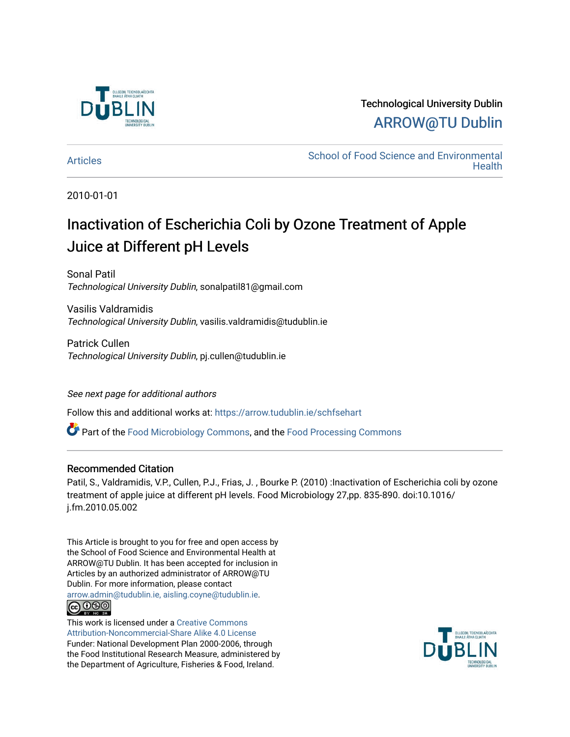Technological University Dublin

ARROW@TU Dublin

Articles

School of Food Science and Environmental Health

2010-01-01

# Inactivation of Escherichia Coli by Ozone Treatment of Apple Juice at Different pH Levels

Sonal Patil
*Technological University Dublin*, sonalpatil81@gmail.com

Vasilis Valdramidis
*Technological University Dublin*, vasilis.valdramidis@tudublin.ie

Patrick Cullen
*Technological University Dublin*, pj.cullen@tudublin.ie

*See next page for additional authors*

Follow this and additional works at: https://arrow.tudublin.ie/schfsehart

Part of the Food Microbiology Commons, and the Food Processing Commons

## Recommended Citation

Patil, S., Valdramidis, V.P., Cullen, P.J., Frias, J. , Bourke P. (2010) :Inactivation of Escherichia coli by ozone treatment of apple juice at different pH levels. Food Microbiology 27,pp. 835-890. doi:10.1016/j.fm.2010.05.002

This Article is brought to you for free and open access by the School of Food Science and Environmental Health at ARROW@TU Dublin. It has been accepted for inclusion in Articles by an authorized administrator of ARROW@TU Dublin. For more information, please contact arrow.admin@tudublin.ie, aisling.coyne@tudublin.ie.

This work is licensed under a Creative Commons Attribution-Noncommercial-Share Alike 4.0 License
Funder: National Development Plan 2000-2006, through the Food Institutional Research Measure, administered by the Department of Agriculture, Fisheries & Food, Ireland.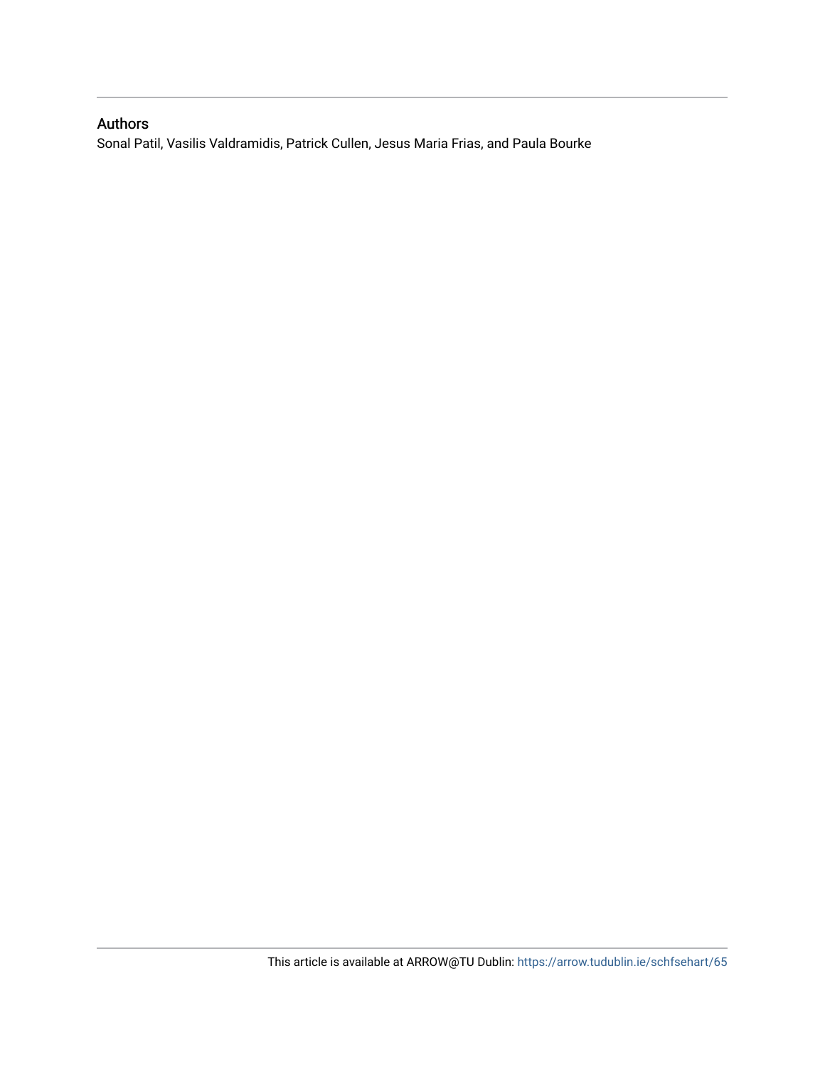## Authors

Sonal Patil, Vasilis Valdramidis, Patrick Cullen, Jesus Maria Frias, and Paula Bourke

This article is available at ARROW@TU Dublin: https://arrow.tudublin.ie/schfsehart/65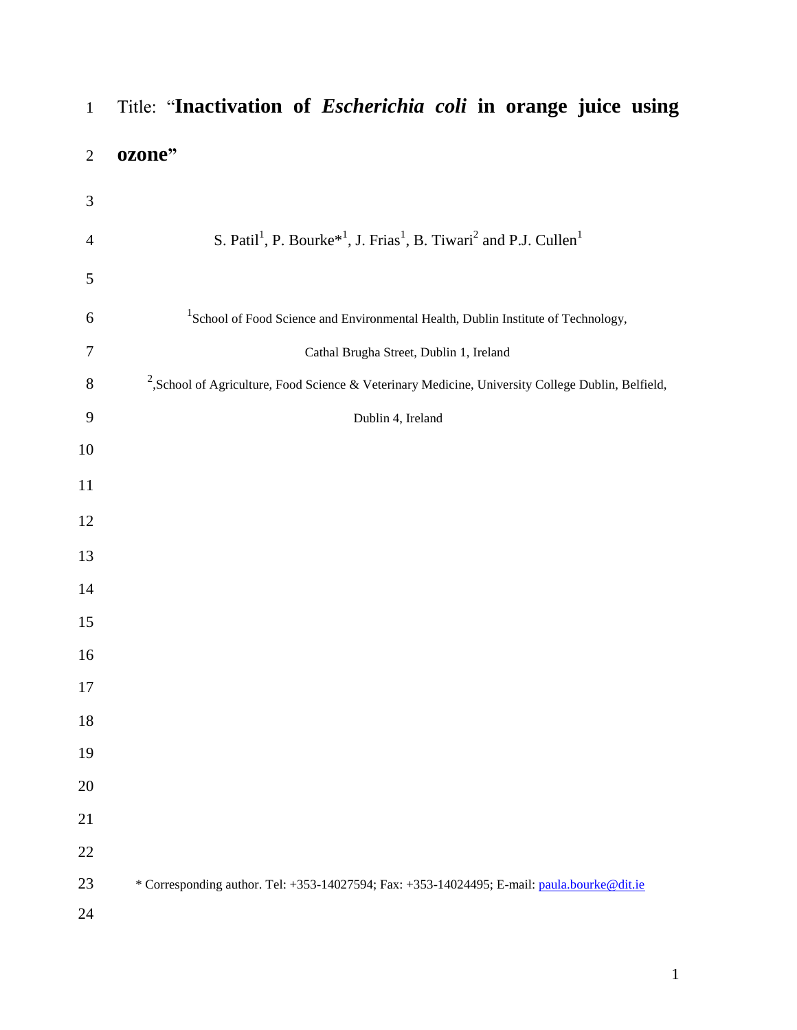Title: "**Inactivation of *Escherichia coli* in orange juice using ozone**"

S. Patil[1], P. Bourke*[1], J. Frias[1], B. Tiwari[2] and P.J. Cullen[1]

[1]School of Food Science and Environmental Health, Dublin Institute of Technology, Cathal Brugha Street, Dublin 1, Ireland

[2],School of Agriculture, Food Science & Veterinary Medicine, University College Dublin, Belfield, Dublin 4, Ireland

\* Corresponding author. Tel: +353-14027594; Fax: +353-14024495; E-mail: paula.bourke@dit.ie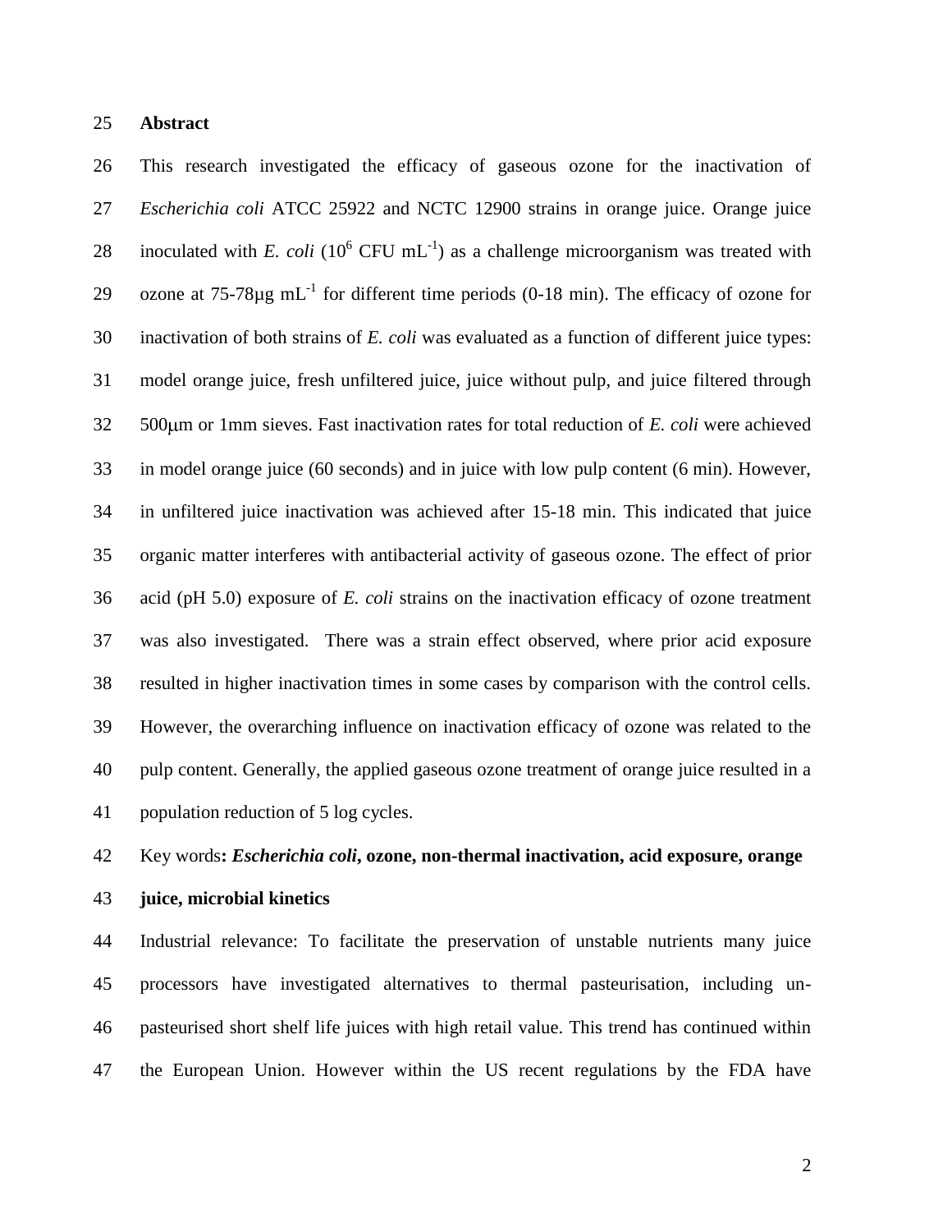## Abstract

This research investigated the efficacy of gaseous ozone for the inactivation of *Escherichia coli* ATCC 25922 and NCTC 12900 strains in orange juice. Orange juice inoculated with *E. coli* ($10^6$ CFU mL$^{-1}$) as a challenge microorganism was treated with ozone at 75-78μg mL$^{-1}$ for different time periods (0-18 min). The efficacy of ozone for inactivation of both strains of *E. coli* was evaluated as a function of different juice types: model orange juice, fresh unfiltered juice, juice without pulp, and juice filtered through 500μm or 1mm sieves. Fast inactivation rates for total reduction of *E. coli* were achieved in model orange juice (60 seconds) and in juice with low pulp content (6 min). However, in unfiltered juice inactivation was achieved after 15-18 min. This indicated that juice organic matter interferes with antibacterial activity of gaseous ozone. The effect of prior acid (pH 5.0) exposure of *E. coli* strains on the inactivation efficacy of ozone treatment was also investigated. There was a strain effect observed, where prior acid exposure resulted in higher inactivation times in some cases by comparison with the control cells. However, the overarching influence on inactivation efficacy of ozone was related to the pulp content. Generally, the applied gaseous ozone treatment of orange juice resulted in a population reduction of 5 log cycles.

Key words: ***Escherichia coli*, ozone, non-thermal inactivation, acid exposure, orange juice, microbial kinetics**

Industrial relevance: To facilitate the preservation of unstable nutrients many juice processors have investigated alternatives to thermal pasteurisation, including un-pasteurised short shelf life juices with high retail value. This trend has continued within the European Union. However within the US recent regulations by the FDA have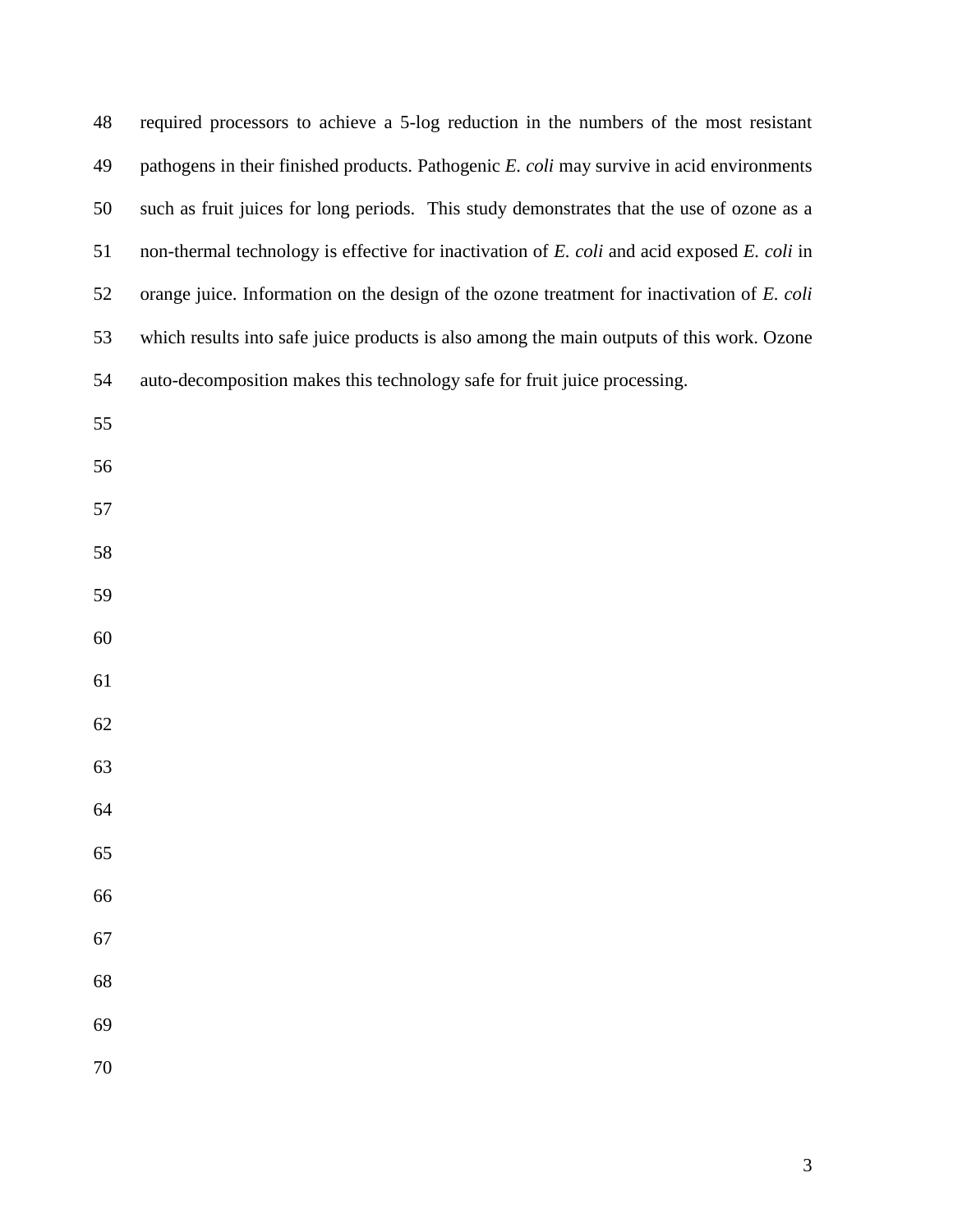required processors to achieve a 5-log reduction in the numbers of the most resistant pathogens in their finished products. Pathogenic *E. coli* may survive in acid environments such as fruit juices for long periods. This study demonstrates that the use of ozone as a non-thermal technology is effective for inactivation of *E. coli* and acid exposed *E. coli* in orange juice. Information on the design of the ozone treatment for inactivation of *E. coli* which results into safe juice products is also among the main outputs of this work. Ozone auto-decomposition makes this technology safe for fruit juice processing.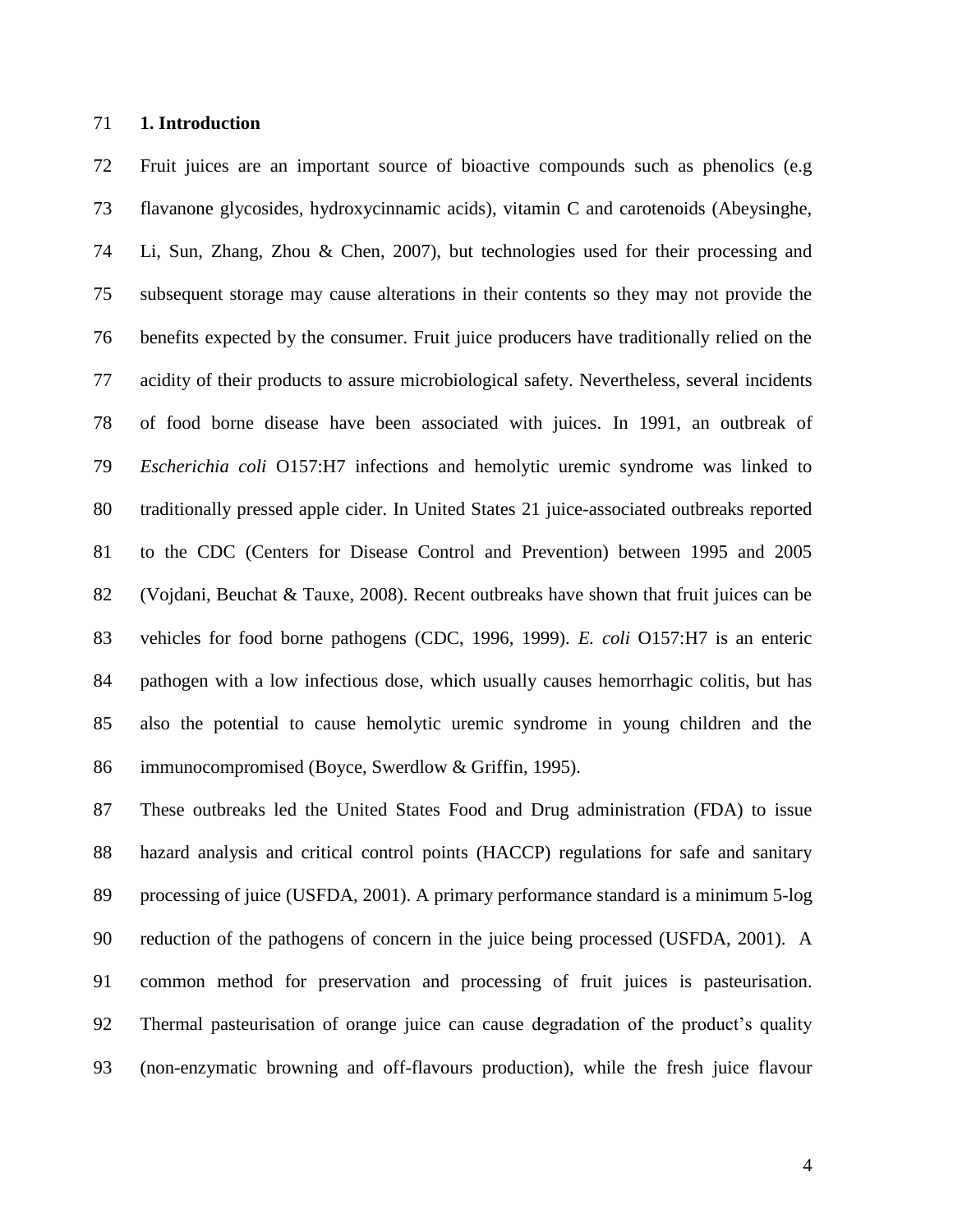## 1. Introduction

Fruit juices are an important source of bioactive compounds such as phenolics (e.g flavanone glycosides, hydroxycinnamic acids), vitamin C and carotenoids (Abeysinghe, Li, Sun, Zhang, Zhou & Chen, 2007), but technologies used for their processing and subsequent storage may cause alterations in their contents so they may not provide the benefits expected by the consumer. Fruit juice producers have traditionally relied on the acidity of their products to assure microbiological safety. Nevertheless, several incidents of food borne disease have been associated with juices. In 1991, an outbreak of *Escherichia coli* O157:H7 infections and hemolytic uremic syndrome was linked to traditionally pressed apple cider. In United States 21 juice-associated outbreaks reported to the CDC (Centers for Disease Control and Prevention) between 1995 and 2005 (Vojdani, Beuchat & Tauxe, 2008). Recent outbreaks have shown that fruit juices can be vehicles for food borne pathogens (CDC, 1996, 1999). *E. coli* O157:H7 is an enteric pathogen with a low infectious dose, which usually causes hemorrhagic colitis, but has also the potential to cause hemolytic uremic syndrome in young children and the immunocompromised (Boyce, Swerdlow & Griffin, 1995).

These outbreaks led the United States Food and Drug administration (FDA) to issue hazard analysis and critical control points (HACCP) regulations for safe and sanitary processing of juice (USFDA, 2001). A primary performance standard is a minimum 5-log reduction of the pathogens of concern in the juice being processed (USFDA, 2001). A common method for preservation and processing of fruit juices is pasteurisation. Thermal pasteurisation of orange juice can cause degradation of the product's quality (non-enzymatic browning and off-flavours production), while the fresh juice flavour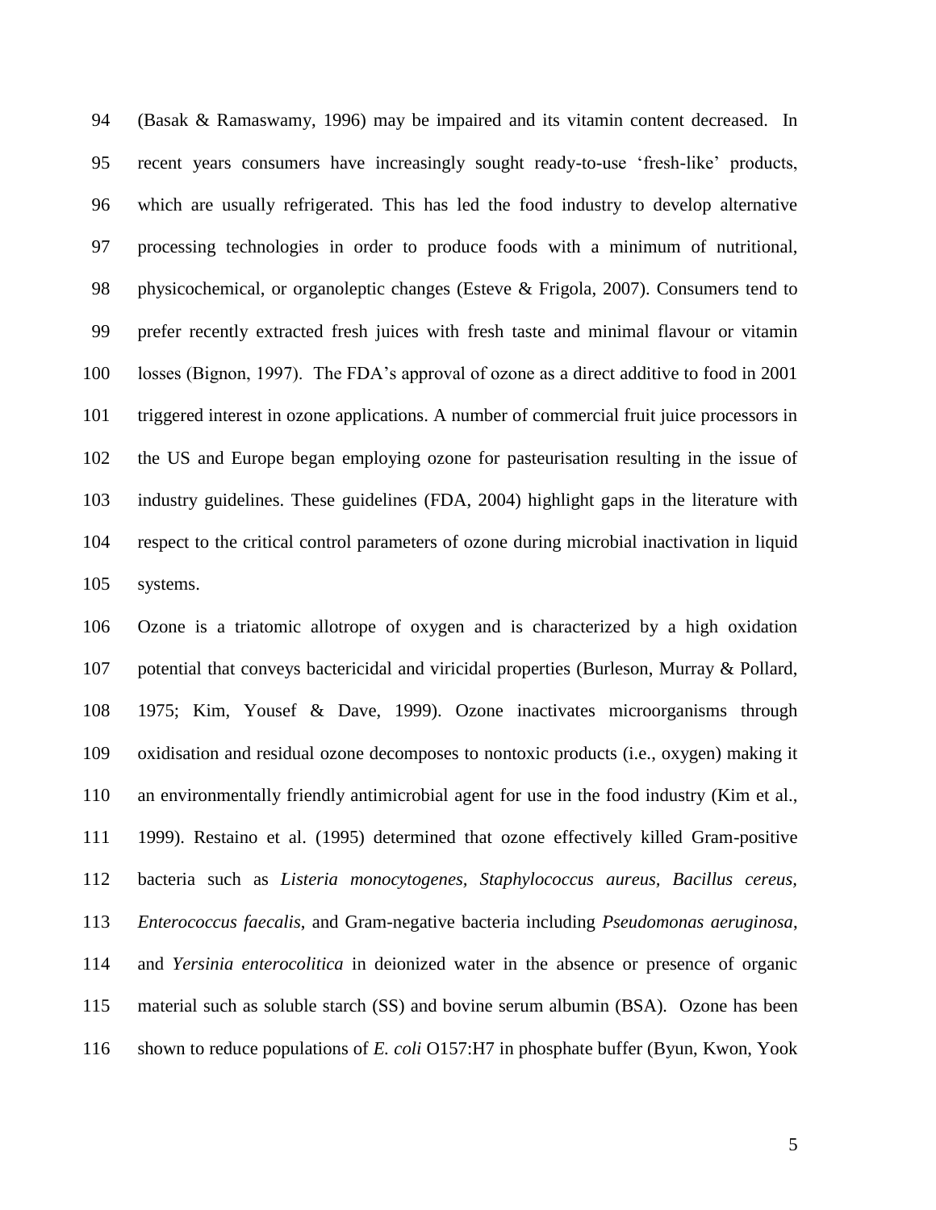(Basak & Ramaswamy, 1996) may be impaired and its vitamin content decreased. In recent years consumers have increasingly sought ready-to-use 'fresh-like' products, which are usually refrigerated. This has led the food industry to develop alternative processing technologies in order to produce foods with a minimum of nutritional, physicochemical, or organoleptic changes (Esteve & Frigola, 2007). Consumers tend to prefer recently extracted fresh juices with fresh taste and minimal flavour or vitamin losses (Bignon, 1997). The FDA's approval of ozone as a direct additive to food in 2001 triggered interest in ozone applications. A number of commercial fruit juice processors in the US and Europe began employing ozone for pasteurisation resulting in the issue of industry guidelines. These guidelines (FDA, 2004) highlight gaps in the literature with respect to the critical control parameters of ozone during microbial inactivation in liquid systems.

Ozone is a triatomic allotrope of oxygen and is characterized by a high oxidation potential that conveys bactericidal and viricidal properties (Burleson, Murray & Pollard, 1975; Kim, Yousef & Dave, 1999). Ozone inactivates microorganisms through oxidisation and residual ozone decomposes to nontoxic products (i.e., oxygen) making it an environmentally friendly antimicrobial agent for use in the food industry (Kim et al., 1999). Restaino et al. (1995) determined that ozone effectively killed Gram-positive bacteria such as *Listeria monocytogenes, Staphylococcus aureus, Bacillus cereus, Enterococcus faecalis*, and Gram-negative bacteria including *Pseudomonas aeruginosa*, and *Yersinia enterocolitica* in deionized water in the absence or presence of organic material such as soluble starch (SS) and bovine serum albumin (BSA). Ozone has been shown to reduce populations of *E. coli* O157:H7 in phosphate buffer (Byun, Kwon, Yook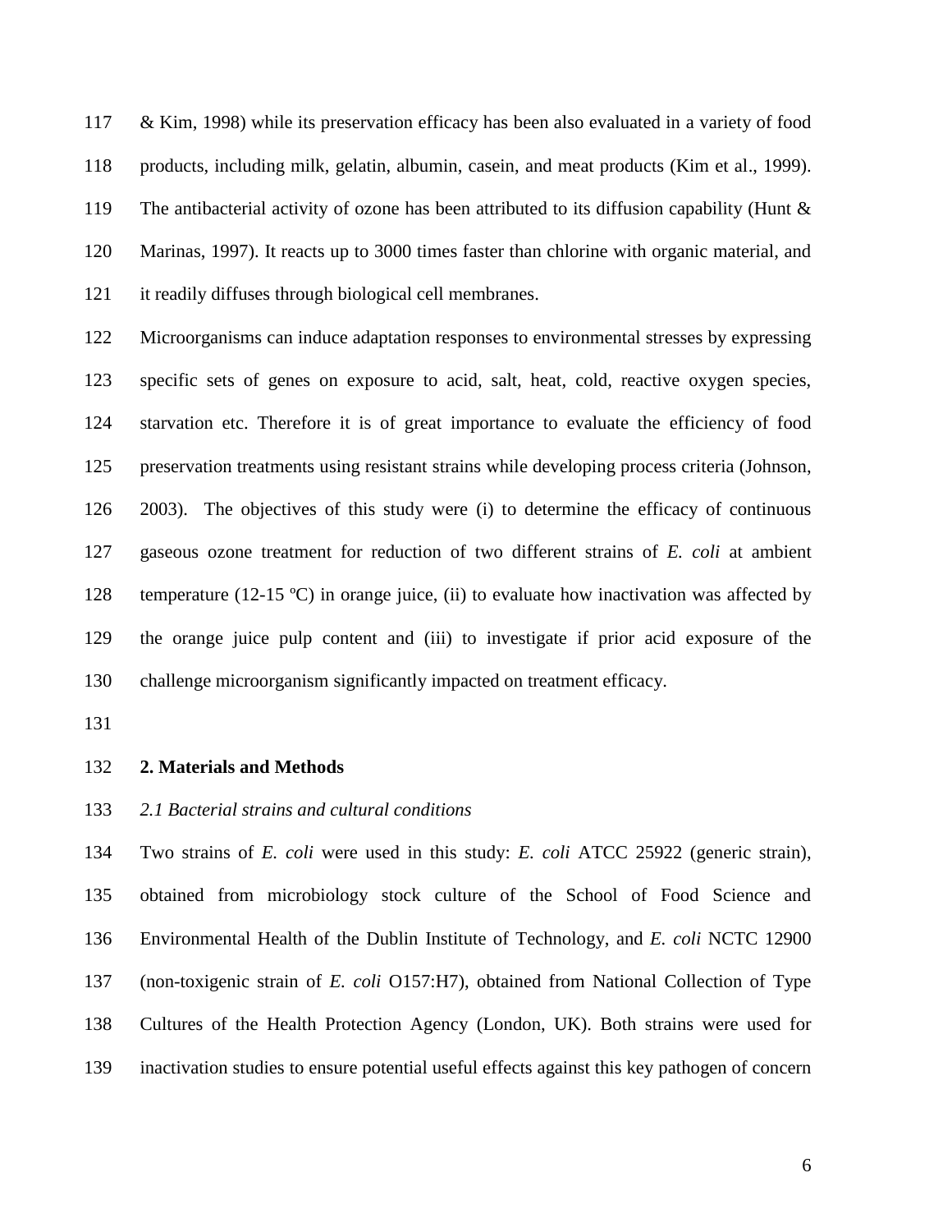& Kim, 1998) while its preservation efficacy has been also evaluated in a variety of food products, including milk, gelatin, albumin, casein, and meat products (Kim et al., 1999). The antibacterial activity of ozone has been attributed to its diffusion capability (Hunt & Marinas, 1997). It reacts up to 3000 times faster than chlorine with organic material, and it readily diffuses through biological cell membranes.

Microorganisms can induce adaptation responses to environmental stresses by expressing specific sets of genes on exposure to acid, salt, heat, cold, reactive oxygen species, starvation etc. Therefore it is of great importance to evaluate the efficiency of food preservation treatments using resistant strains while developing process criteria (Johnson, 2003). The objectives of this study were (i) to determine the efficacy of continuous gaseous ozone treatment for reduction of two different strains of *E. coli* at ambient temperature (12-15 ºC) in orange juice, (ii) to evaluate how inactivation was affected by the orange juice pulp content and (iii) to investigate if prior acid exposure of the challenge microorganism significantly impacted on treatment efficacy.

## 2. Materials and Methods

### *2.1 Bacterial strains and cultural conditions*

Two strains of *E. coli* were used in this study: *E. coli* ATCC 25922 (generic strain), obtained from microbiology stock culture of the School of Food Science and Environmental Health of the Dublin Institute of Technology, and *E. coli* NCTC 12900 (non-toxigenic strain of *E. coli* O157:H7), obtained from National Collection of Type Cultures of the Health Protection Agency (London, UK). Both strains were used for inactivation studies to ensure potential useful effects against this key pathogen of concern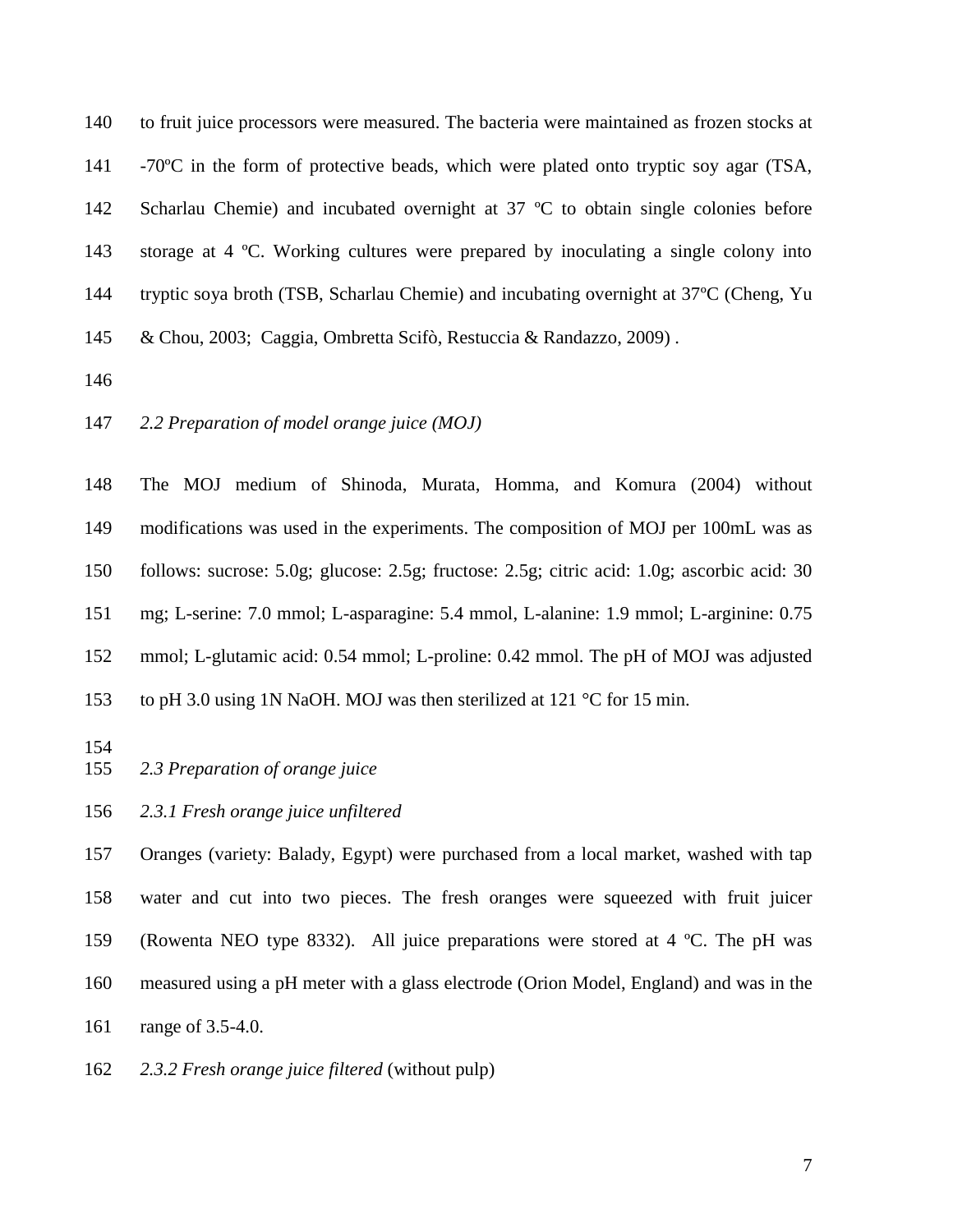to fruit juice processors were measured. The bacteria were maintained as frozen stocks at -70ºC in the form of protective beads, which were plated onto tryptic soy agar (TSA, Scharlau Chemie) and incubated overnight at 37 ºC to obtain single colonies before storage at 4 ºC. Working cultures were prepared by inoculating a single colony into tryptic soya broth (TSB, Scharlau Chemie) and incubating overnight at 37ºC (Cheng, Yu & Chou, 2003; Caggia, Ombretta Scifò, Restuccia & Randazzo, 2009) .

### *2.2 Preparation of model orange juice (MOJ)*

The MOJ medium of Shinoda, Murata, Homma, and Komura (2004) without modifications was used in the experiments. The composition of MOJ per 100mL was as follows: sucrose: 5.0g; glucose: 2.5g; fructose: 2.5g; citric acid: 1.0g; ascorbic acid: 30 mg; L-serine: 7.0 mmol; L-asparagine: 5.4 mmol, L-alanine: 1.9 mmol; L-arginine: 0.75 mmol; L-glutamic acid: 0.54 mmol; L-proline: 0.42 mmol. The pH of MOJ was adjusted to pH 3.0 using 1N NaOH. MOJ was then sterilized at 121 °C for 15 min.

### *2.3 Preparation of orange juice*

#### *2.3.1 Fresh orange juice unfiltered*

Oranges (variety: Balady, Egypt) were purchased from a local market, washed with tap water and cut into two pieces. The fresh oranges were squeezed with fruit juicer (Rowenta NEO type 8332). All juice preparations were stored at 4 ºC. The pH was measured using a pH meter with a glass electrode (Orion Model, England) and was in the range of 3.5-4.0.

#### *2.3.2 Fresh orange juice filtered* (without pulp)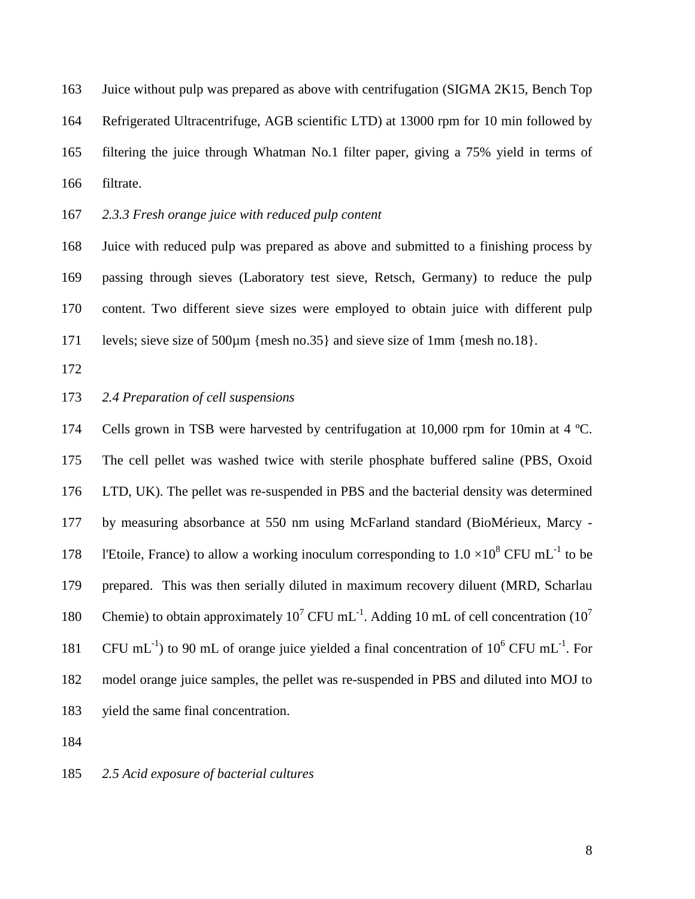Juice without pulp was prepared as above with centrifugation (SIGMA 2K15, Bench Top Refrigerated Ultracentrifuge, AGB scientific LTD) at 13000 rpm for 10 min followed by filtering the juice through Whatman No.1 filter paper, giving a 75% yield in terms of filtrate.

*2.3.3 Fresh orange juice with reduced pulp content*

Juice with reduced pulp was prepared as above and submitted to a finishing process by passing through sieves (Laboratory test sieve, Retsch, Germany) to reduce the pulp content. Two different sieve sizes were employed to obtain juice with different pulp levels; sieve size of 500µm {mesh no.35} and sieve size of 1mm {mesh no.18}.

*2.4 Preparation of cell suspensions*

Cells grown in TSB were harvested by centrifugation at 10,000 rpm for 10min at 4 ºC. The cell pellet was washed twice with sterile phosphate buffered saline (PBS, Oxoid LTD, UK). The pellet was re-suspended in PBS and the bacterial density was determined by measuring absorbance at 550 nm using McFarland standard (BioMérieux, Marcy - l'Etoile, France) to allow a working inoculum corresponding to $1.0 \times 10^8$ CFU $mL^{-1}$ to be prepared. This was then serially diluted in maximum recovery diluent (MRD, Scharlau Chemie) to obtain approximately $10^7$ CFU $mL^{-1}$. Adding 10 mL of cell concentration ($10^7$ CFU $mL^{-1}$) to 90 mL of orange juice yielded a final concentration of $10^6$ CFU $mL^{-1}$. For model orange juice samples, the pellet was re-suspended in PBS and diluted into MOJ to yield the same final concentration.

*2.5 Acid exposure of bacterial cultures*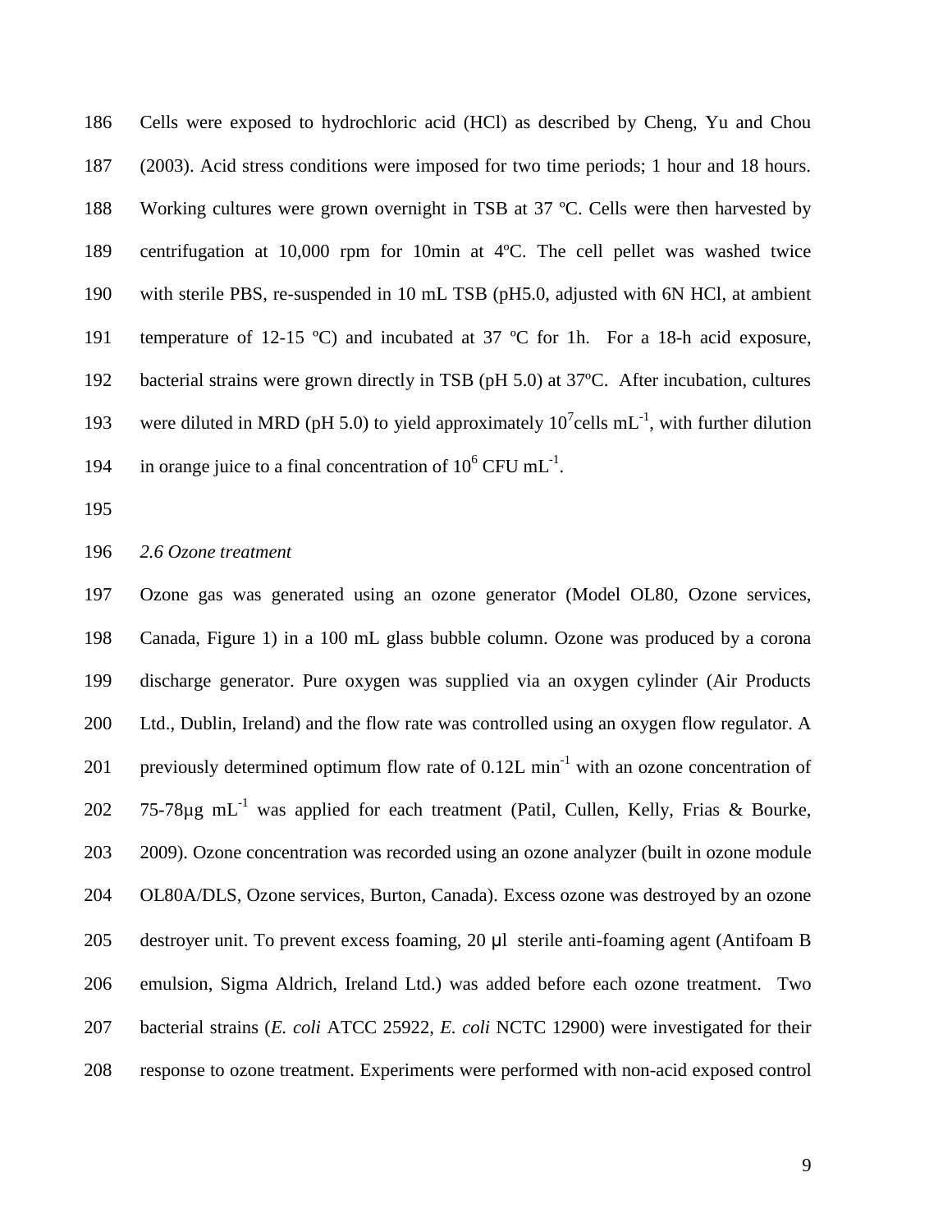Cells were exposed to hydrochloric acid (HCl) as described by Cheng, Yu and Chou (2003). Acid stress conditions were imposed for two time periods; 1 hour and 18 hours. Working cultures were grown overnight in TSB at 37 ºC. Cells were then harvested by centrifugation at 10,000 rpm for 10min at 4ºC. The cell pellet was washed twice with sterile PBS, re-suspended in 10 mL TSB (pH5.0, adjusted with 6N HCl, at ambient temperature of 12-15 ºC) and incubated at 37 ºC for 1h. For a 18-h acid exposure, bacterial strains were grown directly in TSB (pH 5.0) at 37ºC. After incubation, cultures were diluted in MRD (pH 5.0) to yield approximately $10^7$cells $mL^{-1}$, with further dilution in orange juice to a final concentration of $10^6$ CFU $mL^{-1}$.

*2.6 Ozone treatment*

Ozone gas was generated using an ozone generator (Model OL80, Ozone services, Canada, Figure 1) in a 100 mL glass bubble column. Ozone was produced by a corona discharge generator. Pure oxygen was supplied via an oxygen cylinder (Air Products Ltd., Dublin, Ireland) and the flow rate was controlled using an oxygen flow regulator. A previously determined optimum flow rate of 0.12L $min^{-1}$ with an ozone concentration of 75-78µg $mL^{-1}$ was applied for each treatment (Patil, Cullen, Kelly, Frias & Bourke, 2009). Ozone concentration was recorded using an ozone analyzer (built in ozone module OL80A/DLS, Ozone services, Burton, Canada). Excess ozone was destroyed by an ozone destroyer unit. To prevent excess foaming, 20 µl sterile anti-foaming agent (Antifoam B emulsion, Sigma Aldrich, Ireland Ltd.) was added before each ozone treatment. Two bacterial strains (*E. coli* ATCC 25922, *E. coli* NCTC 12900) were investigated for their response to ozone treatment. Experiments were performed with non-acid exposed control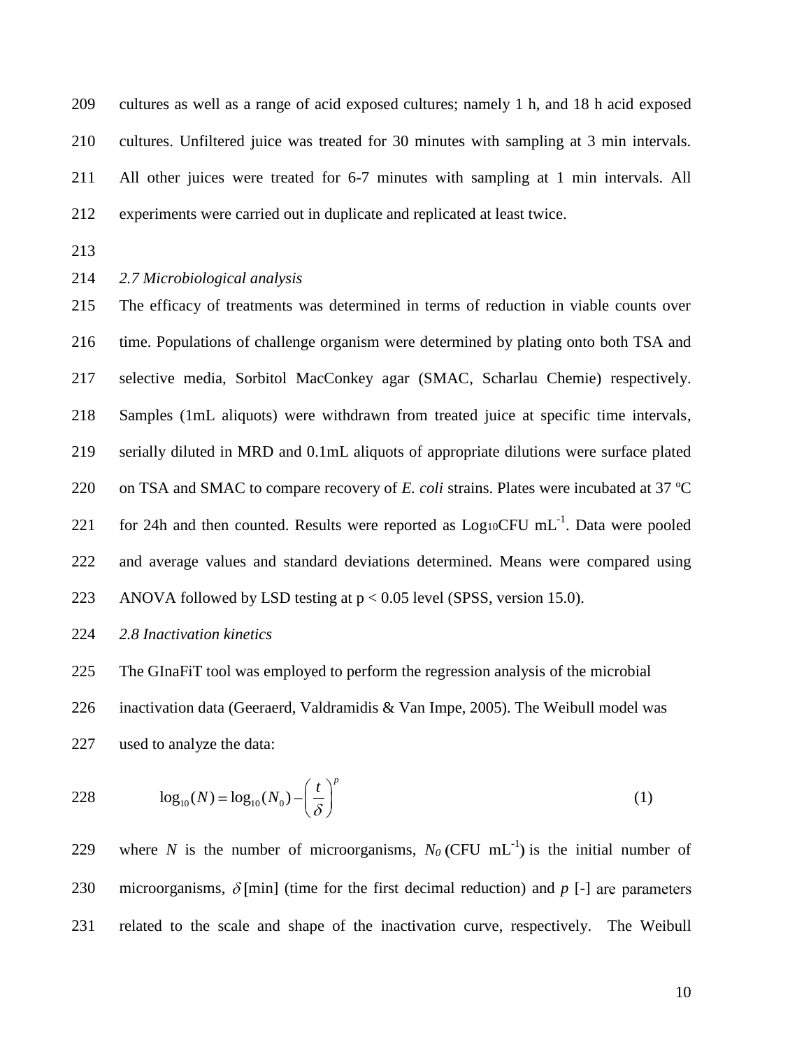cultures as well as a range of acid exposed cultures; namely 1 h, and 18 h acid exposed cultures. Unfiltered juice was treated for 30 minutes with sampling at 3 min intervals. All other juices were treated for 6-7 minutes with sampling at 1 min intervals. All experiments were carried out in duplicate and replicated at least twice.

### *2.7 Microbiological analysis*

The efficacy of treatments was determined in terms of reduction in viable counts over time. Populations of challenge organism were determined by plating onto both TSA and selective media, Sorbitol MacConkey agar (SMAC, Scharlau Chemie) respectively. Samples (1mL aliquots) were withdrawn from treated juice at specific time intervals, serially diluted in MRD and 0.1mL aliquots of appropriate dilutions were surface plated on TSA and SMAC to compare recovery of *E. coli* strains. Plates were incubated at 37 ºC for 24h and then counted. Results were reported as $\text{Log}_{10}\text{CFU mL}^{-1}$. Data were pooled and average values and standard deviations determined. Means were compared using ANOVA followed by LSD testing at $p < 0.05$ level (SPSS, version 15.0).

### *2.8 Inactivation kinetics*

The GInaFiT tool was employed to perform the regression analysis of the microbial inactivation data (Geeraerd, Valdramidis & Van Impe, 2005). The Weibull model was used to analyze the data:

$$\log_{10}(N) = \log_{10}(N_0) - \left(\frac{t}{\delta}\right)^p \qquad (1)$$

where $N$ is the number of microorganisms, $N_0$ ($\text{CFU mL}^{-1}$) is the initial number of microorganisms, $\delta$ [min] (time for the first decimal reduction) and $p$ [-] are parameters related to the scale and shape of the inactivation curve, respectively. The Weibull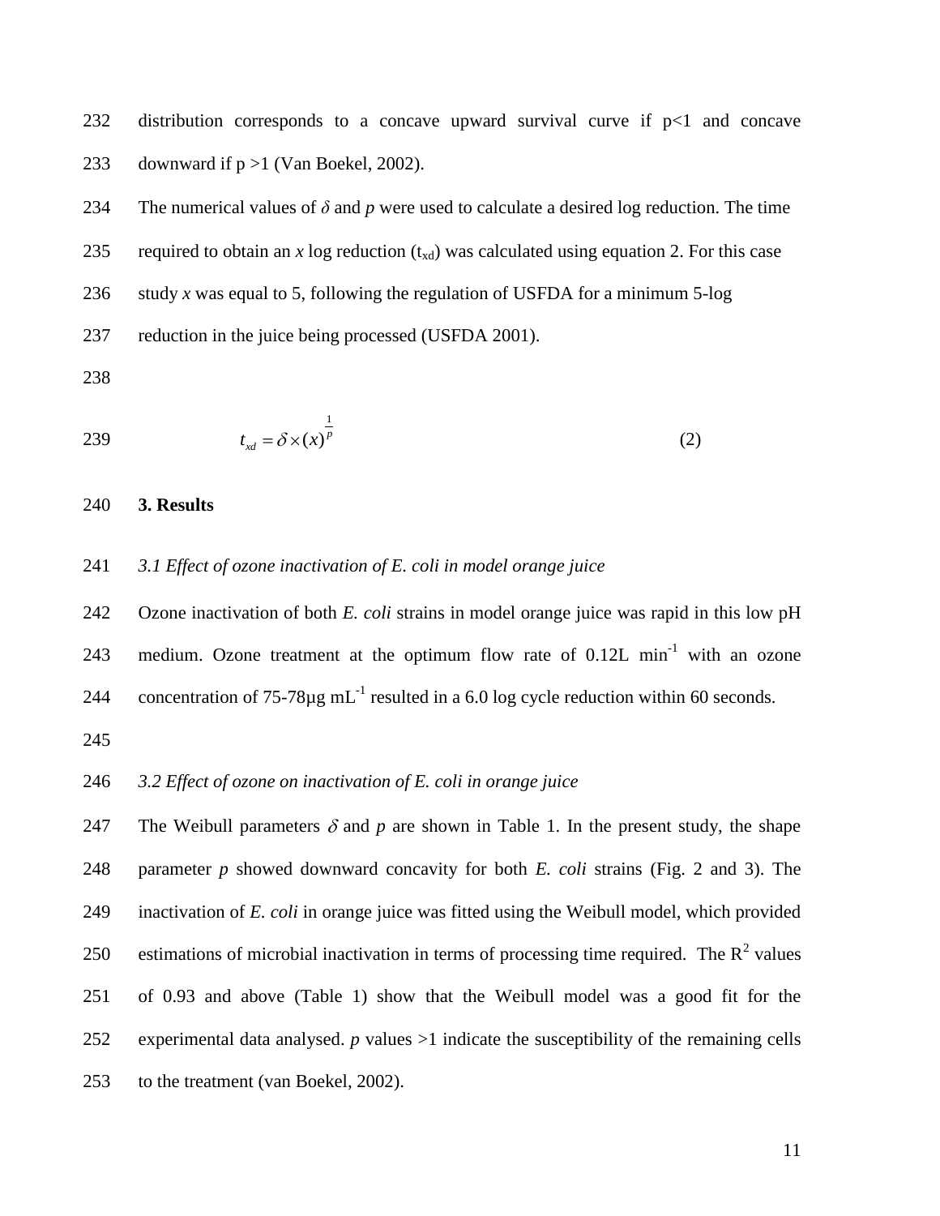distribution corresponds to a concave upward survival curve if p<1 and concave downward if p >1 (Van Boekel, 2002).

The numerical values of $\delta$ and *p* were used to calculate a desired log reduction. The time required to obtain an *x* log reduction ($t_{xd}$) was calculated using equation 2. For this case study *x* was equal to 5, following the regulation of USFDA for a minimum 5-log reduction in the juice being processed (USFDA 2001).

$$t_{xd} = \delta \times (x)^{\frac{1}{p}} \tag{2}$$

## 3. Results

### *3.1 Effect of ozone inactivation of E. coli in model orange juice*

Ozone inactivation of both *E. coli* strains in model orange juice was rapid in this low pH medium. Ozone treatment at the optimum flow rate of 0.12L $min^{-1}$ with an ozone concentration of 75-78µg $mL^{-1}$ resulted in a 6.0 log cycle reduction within 60 seconds.

### *3.2 Effect of ozone on inactivation of E. coli in orange juice*

The Weibull parameters $\delta$ and *p* are shown in Table 1. In the present study, the shape parameter *p* showed downward concavity for both *E. coli* strains (Fig. 2 and 3). The inactivation of *E. coli* in orange juice was fitted using the Weibull model, which provided estimations of microbial inactivation in terms of processing time required. The $R^2$ values of 0.93 and above (Table 1) show that the Weibull model was a good fit for the experimental data analysed. *p* values >1 indicate the susceptibility of the remaining cells to the treatment (van Boekel, 2002).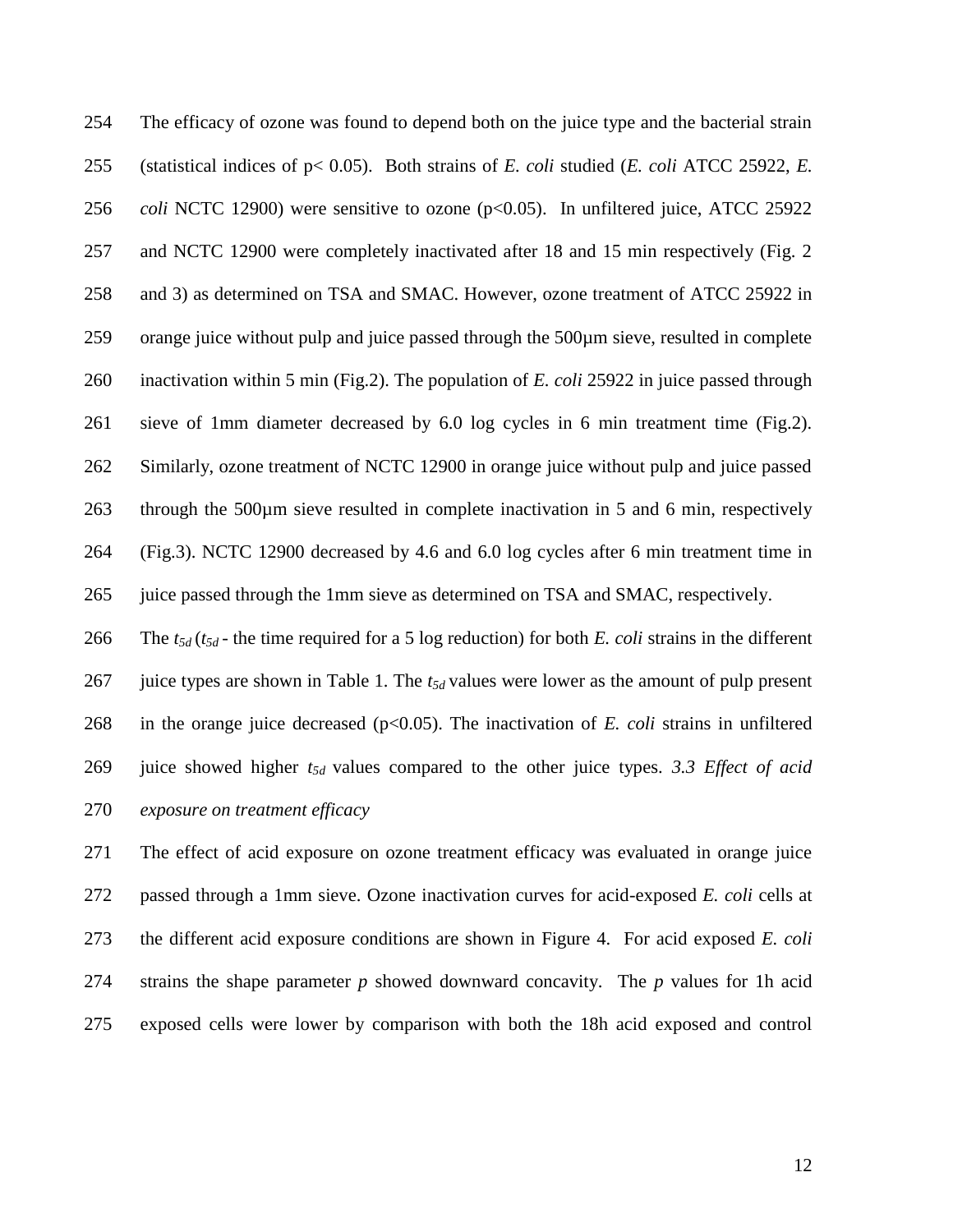The efficacy of ozone was found to depend both on the juice type and the bacterial strain (statistical indices of $p < 0.05$). Both strains of *E. coli* studied (*E. coli* ATCC 25922, *E. coli* NCTC 12900) were sensitive to ozone ($p<0.05$). In unfiltered juice, ATCC 25922 and NCTC 12900 were completely inactivated after 18 and 15 min respectively (Fig. 2 and 3) as determined on TSA and SMAC. However, ozone treatment of ATCC 25922 in orange juice without pulp and juice passed through the 500µm sieve, resulted in complete inactivation within 5 min (Fig.2). The population of *E. coli* 25922 in juice passed through sieve of 1mm diameter decreased by 6.0 log cycles in 6 min treatment time (Fig.2). Similarly, ozone treatment of NCTC 12900 in orange juice without pulp and juice passed through the 500µm sieve resulted in complete inactivation in 5 and 6 min, respectively (Fig.3). NCTC 12900 decreased by 4.6 and 6.0 log cycles after 6 min treatment time in juice passed through the 1mm sieve as determined on TSA and SMAC, respectively.

The $t_{5d}$ ($t_{5d}$ - the time required for a 5 log reduction) for both *E. coli* strains in the different juice types are shown in Table 1. The $t_{5d}$ values were lower as the amount of pulp present in the orange juice decreased ($p<0.05$). The inactivation of *E. coli* strains in unfiltered juice showed higher $t_{5d}$ values compared to the other juice types.

### *3.3 Effect of acid exposure on treatment efficacy*

The effect of acid exposure on ozone treatment efficacy was evaluated in orange juice passed through a 1mm sieve. Ozone inactivation curves for acid-exposed *E. coli* cells at the different acid exposure conditions are shown in Figure 4. For acid exposed *E. coli* strains the shape parameter $p$ showed downward concavity. The $p$ values for 1h acid exposed cells were lower by comparison with both the 18h acid exposed and control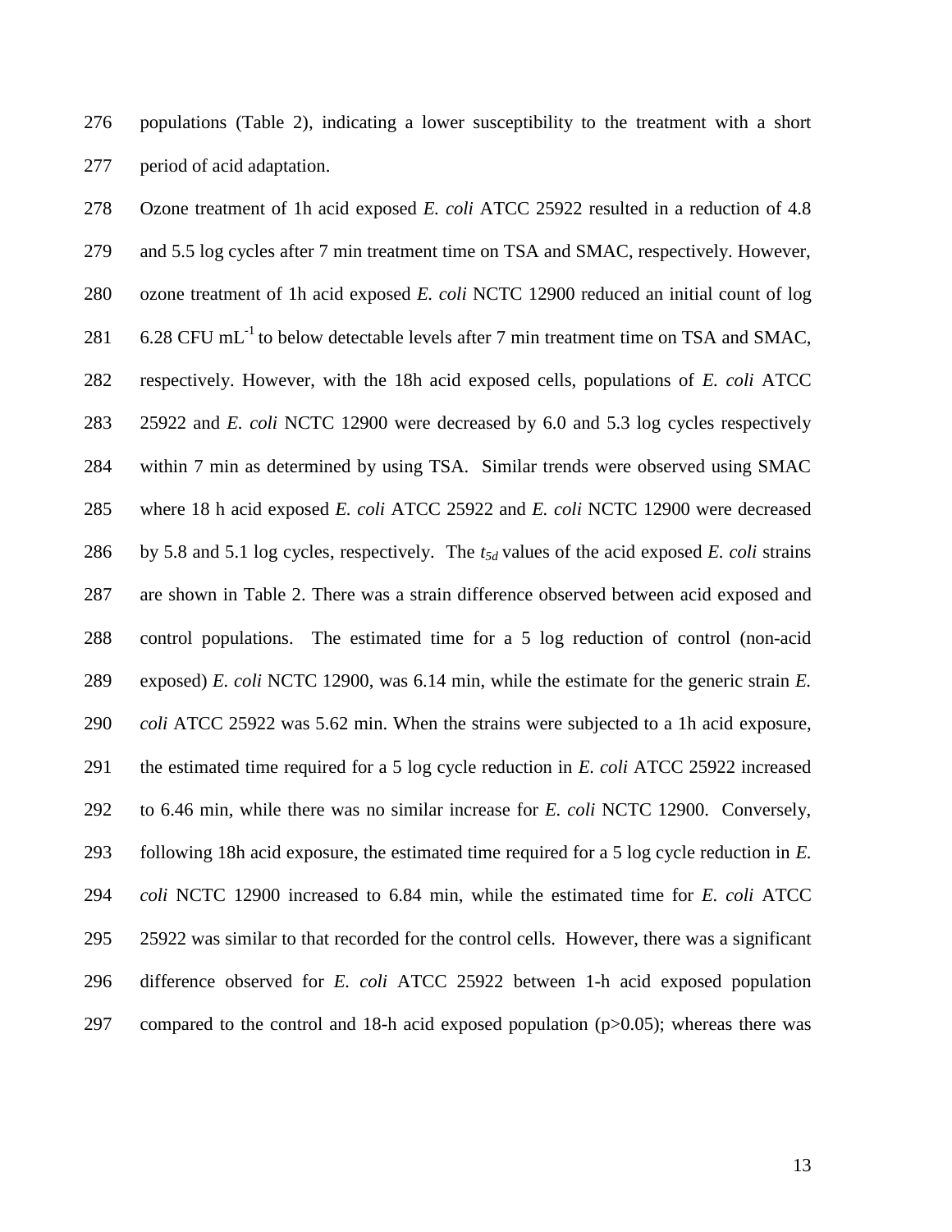populations (Table 2), indicating a lower susceptibility to the treatment with a short period of acid adaptation.

Ozone treatment of 1h acid exposed *E. coli* ATCC 25922 resulted in a reduction of 4.8 and 5.5 log cycles after 7 min treatment time on TSA and SMAC, respectively. However, ozone treatment of 1h acid exposed *E. coli* NCTC 12900 reduced an initial count of log 6.28 CFU $mL^{-1}$ to below detectable levels after 7 min treatment time on TSA and SMAC, respectively. However, with the 18h acid exposed cells, populations of *E. coli* ATCC 25922 and *E. coli* NCTC 12900 were decreased by 6.0 and 5.3 log cycles respectively within 7 min as determined by using TSA. Similar trends were observed using SMAC where 18 h acid exposed *E. coli* ATCC 25922 and *E. coli* NCTC 12900 were decreased by 5.8 and 5.1 log cycles, respectively. The $t_{5d}$ values of the acid exposed *E. coli* strains are shown in Table 2. There was a strain difference observed between acid exposed and control populations. The estimated time for a 5 log reduction of control (non-acid exposed) *E. coli* NCTC 12900, was 6.14 min, while the estimate for the generic strain *E. coli* ATCC 25922 was 5.62 min. When the strains were subjected to a 1h acid exposure, the estimated time required for a 5 log cycle reduction in *E. coli* ATCC 25922 increased to 6.46 min, while there was no similar increase for *E. coli* NCTC 12900. Conversely, following 18h acid exposure, the estimated time required for a 5 log cycle reduction in *E. coli* NCTC 12900 increased to 6.84 min, while the estimated time for *E. coli* ATCC 25922 was similar to that recorded for the control cells. However, there was a significant difference observed for *E. coli* ATCC 25922 between 1-h acid exposed population compared to the control and 18-h acid exposed population ($p>0.05$); whereas there was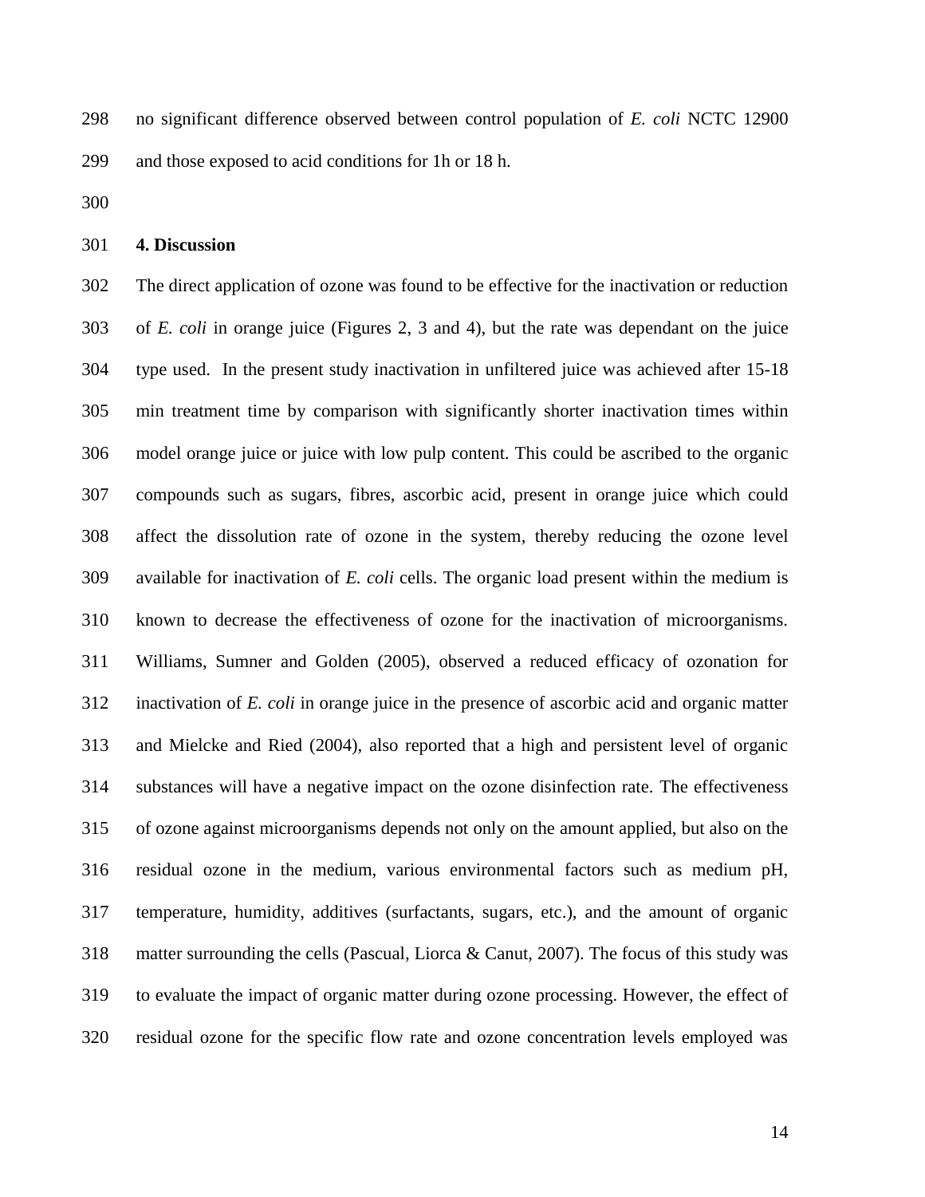no significant difference observed between control population of *E. coli* NCTC 12900 and those exposed to acid conditions for 1h or 18 h.

## 4. Discussion

The direct application of ozone was found to be effective for the inactivation or reduction of *E. coli* in orange juice (Figures 2, 3 and 4), but the rate was dependant on the juice type used. In the present study inactivation in unfiltered juice was achieved after 15-18 min treatment time by comparison with significantly shorter inactivation times within model orange juice or juice with low pulp content. This could be ascribed to the organic compounds such as sugars, fibres, ascorbic acid, present in orange juice which could affect the dissolution rate of ozone in the system, thereby reducing the ozone level available for inactivation of *E. coli* cells. The organic load present within the medium is known to decrease the effectiveness of ozone for the inactivation of microorganisms. Williams, Sumner and Golden (2005), observed a reduced efficacy of ozonation for inactivation of *E. coli* in orange juice in the presence of ascorbic acid and organic matter and Mielcke and Ried (2004), also reported that a high and persistent level of organic substances will have a negative impact on the ozone disinfection rate. The effectiveness of ozone against microorganisms depends not only on the amount applied, but also on the residual ozone in the medium, various environmental factors such as medium pH, temperature, humidity, additives (surfactants, sugars, etc.), and the amount of organic matter surrounding the cells (Pascual, Liorca & Canut, 2007). The focus of this study was to evaluate the impact of organic matter during ozone processing. However, the effect of residual ozone for the specific flow rate and ozone concentration levels employed was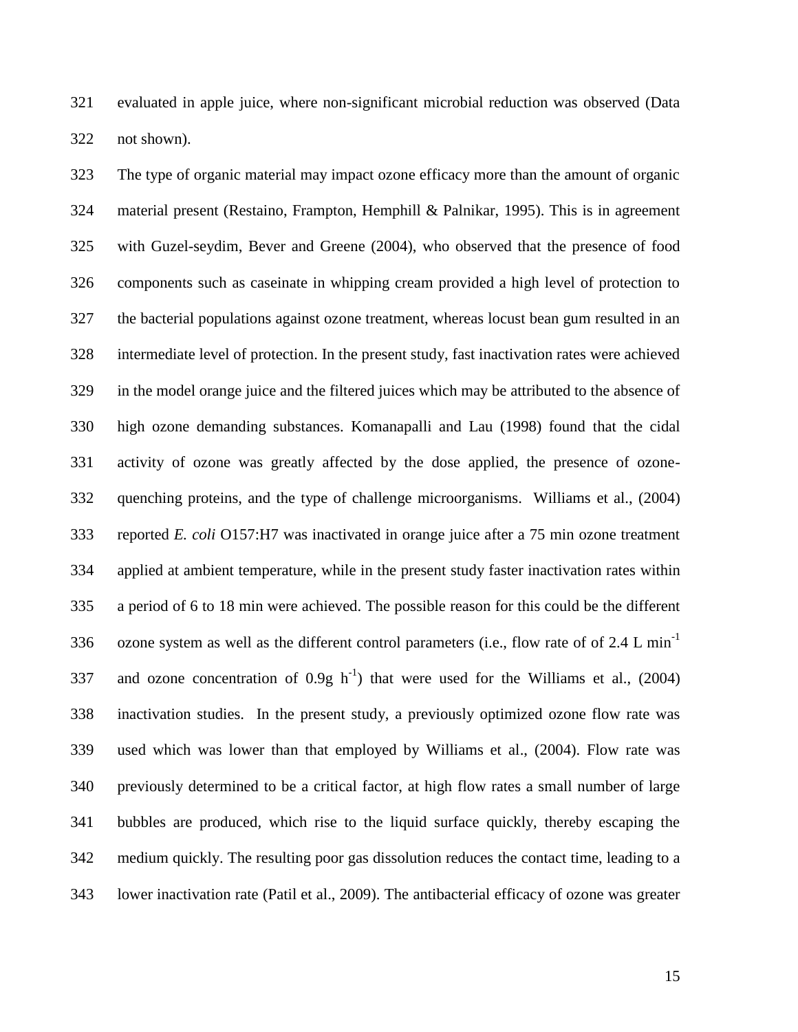evaluated in apple juice, where non-significant microbial reduction was observed (Data not shown).

The type of organic material may impact ozone efficacy more than the amount of organic material present (Restaino, Frampton, Hemphill & Palnikar, 1995). This is in agreement with Guzel-seydim, Bever and Greene (2004), who observed that the presence of food components such as caseinate in whipping cream provided a high level of protection to the bacterial populations against ozone treatment, whereas locust bean gum resulted in an intermediate level of protection. In the present study, fast inactivation rates were achieved in the model orange juice and the filtered juices which may be attributed to the absence of high ozone demanding substances. Komanapalli and Lau (1998) found that the cidal activity of ozone was greatly affected by the dose applied, the presence of ozone-quenching proteins, and the type of challenge microorganisms. Williams et al., (2004) reported *E. coli* O157:H7 was inactivated in orange juice after a 75 min ozone treatment applied at ambient temperature, while in the present study faster inactivation rates within a period of 6 to 18 min were achieved. The possible reason for this could be the different ozone system as well as the different control parameters (i.e., flow rate of of 2.4 L min$^{-1}$ and ozone concentration of 0.9g h$^{-1}$) that were used for the Williams et al., (2004) inactivation studies. In the present study, a previously optimized ozone flow rate was used which was lower than that employed by Williams et al., (2004). Flow rate was previously determined to be a critical factor, at high flow rates a small number of large bubbles are produced, which rise to the liquid surface quickly, thereby escaping the medium quickly. The resulting poor gas dissolution reduces the contact time, leading to a lower inactivation rate (Patil et al., 2009). The antibacterial efficacy of ozone was greater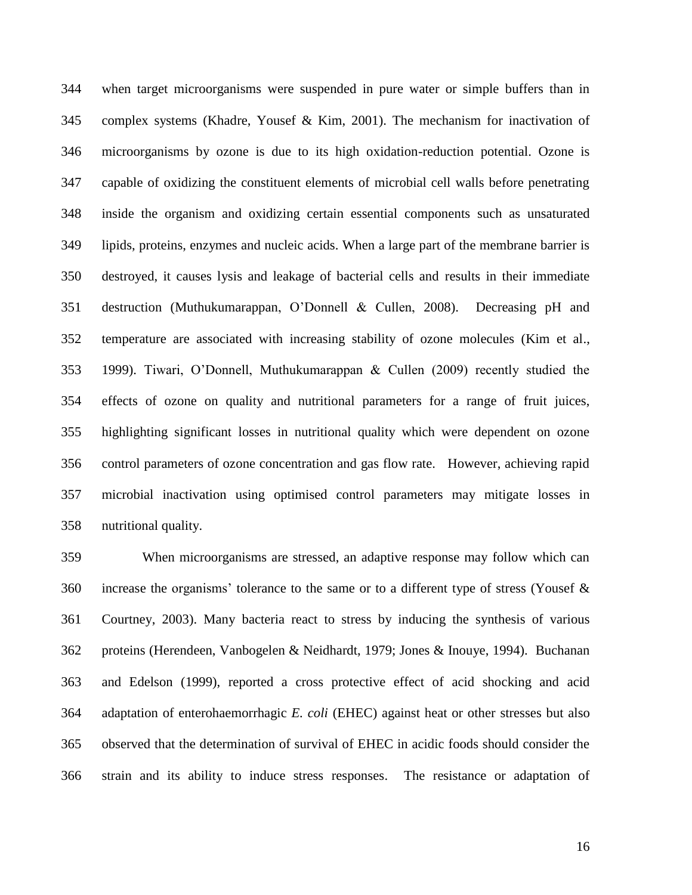when target microorganisms were suspended in pure water or simple buffers than in complex systems (Khadre, Yousef & Kim, 2001). The mechanism for inactivation of microorganisms by ozone is due to its high oxidation-reduction potential. Ozone is capable of oxidizing the constituent elements of microbial cell walls before penetrating inside the organism and oxidizing certain essential components such as unsaturated lipids, proteins, enzymes and nucleic acids. When a large part of the membrane barrier is destroyed, it causes lysis and leakage of bacterial cells and results in their immediate destruction (Muthukumarappan, O'Donnell & Cullen, 2008). Decreasing pH and temperature are associated with increasing stability of ozone molecules (Kim et al., 1999). Tiwari, O'Donnell, Muthukumarappan & Cullen (2009) recently studied the effects of ozone on quality and nutritional parameters for a range of fruit juices, highlighting significant losses in nutritional quality which were dependent on ozone control parameters of ozone concentration and gas flow rate. However, achieving rapid microbial inactivation using optimised control parameters may mitigate losses in nutritional quality.

When microorganisms are stressed, an adaptive response may follow which can increase the organisms' tolerance to the same or to a different type of stress (Yousef & Courtney, 2003). Many bacteria react to stress by inducing the synthesis of various proteins (Herendeen, Vanbogelen & Neidhardt, 1979; Jones & Inouye, 1994). Buchanan and Edelson (1999), reported a cross protective effect of acid shocking and acid adaptation of enterohaemorrhagic *E. coli* (EHEC) against heat or other stresses but also observed that the determination of survival of EHEC in acidic foods should consider the strain and its ability to induce stress responses. The resistance or adaptation of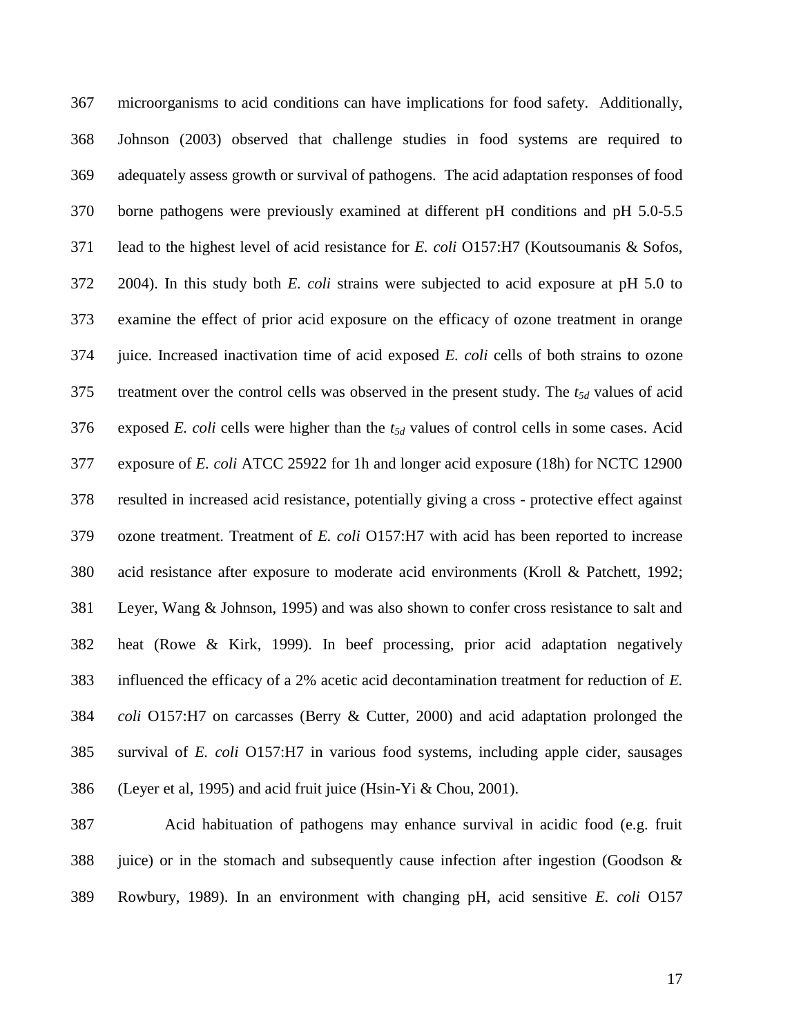microorganisms to acid conditions can have implications for food safety. Additionally, Johnson (2003) observed that challenge studies in food systems are required to adequately assess growth or survival of pathogens. The acid adaptation responses of food borne pathogens were previously examined at different pH conditions and pH 5.0-5.5 lead to the highest level of acid resistance for *E. coli* O157:H7 (Koutsoumanis & Sofos, 2004). In this study both *E. coli* strains were subjected to acid exposure at pH 5.0 to examine the effect of prior acid exposure on the efficacy of ozone treatment in orange juice. Increased inactivation time of acid exposed *E. coli* cells of both strains to ozone treatment over the control cells was observed in the present study. The $t_{5d}$ values of acid exposed *E. coli* cells were higher than the $t_{5d}$ values of control cells in some cases. Acid exposure of *E. coli* ATCC 25922 for 1h and longer acid exposure (18h) for NCTC 12900 resulted in increased acid resistance, potentially giving a cross - protective effect against ozone treatment. Treatment of *E. coli* O157:H7 with acid has been reported to increase acid resistance after exposure to moderate acid environments (Kroll & Patchett, 1992; Leyer, Wang & Johnson, 1995) and was also shown to confer cross resistance to salt and heat (Rowe & Kirk, 1999). In beef processing, prior acid adaptation negatively influenced the efficacy of a 2% acetic acid decontamination treatment for reduction of *E. coli* O157:H7 on carcasses (Berry & Cutter, 2000) and acid adaptation prolonged the survival of *E. coli* O157:H7 in various food systems, including apple cider, sausages (Leyer et al, 1995) and acid fruit juice (Hsin-Yi & Chou, 2001).

Acid habituation of pathogens may enhance survival in acidic food (e.g. fruit juice) or in the stomach and subsequently cause infection after ingestion (Goodson & Rowbury, 1989). In an environment with changing pH, acid sensitive *E. coli* O157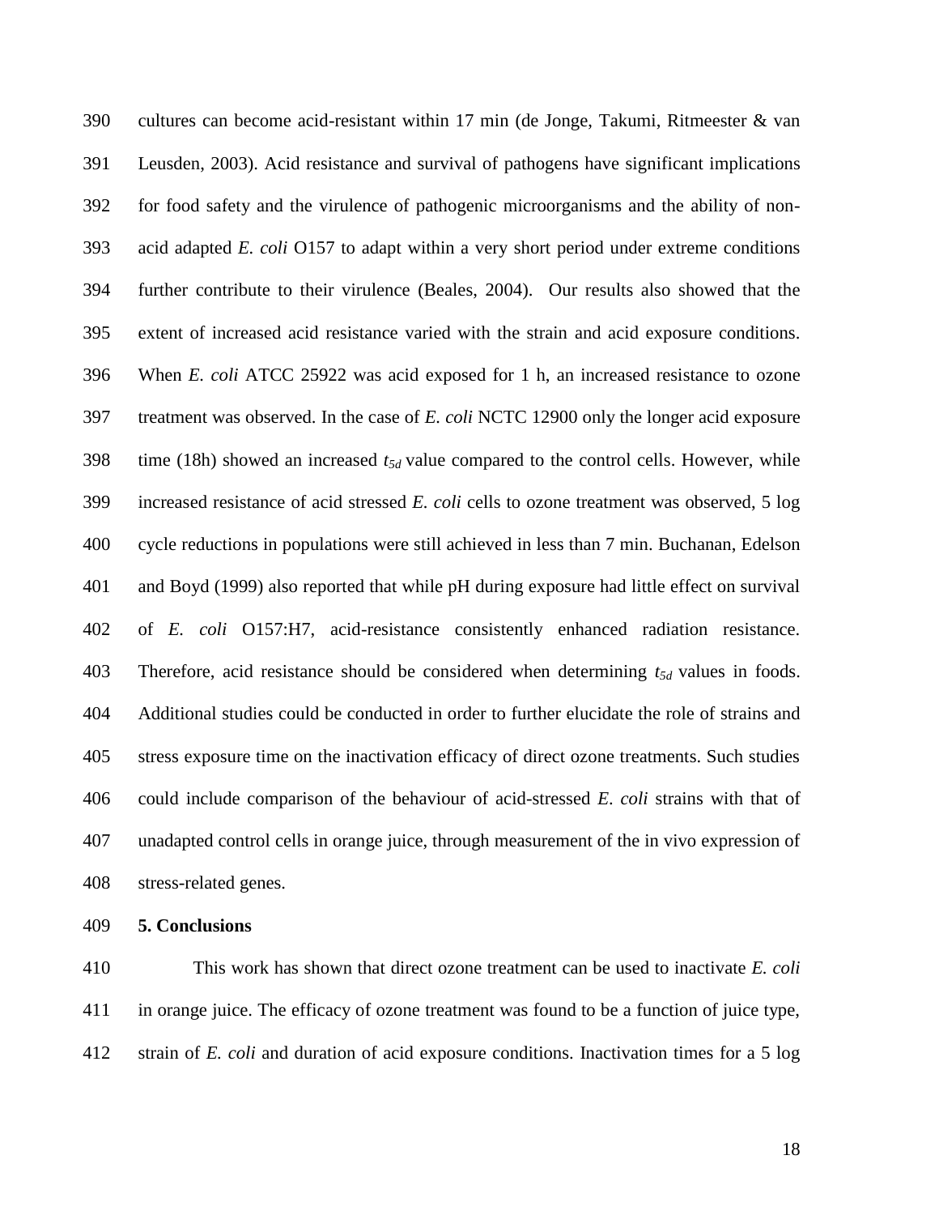cultures can become acid-resistant within 17 min (de Jonge, Takumi, Ritmeester & van Leusden, 2003). Acid resistance and survival of pathogens have significant implications for food safety and the virulence of pathogenic microorganisms and the ability of non-acid adapted *E. coli* O157 to adapt within a very short period under extreme conditions further contribute to their virulence (Beales, 2004). Our results also showed that the extent of increased acid resistance varied with the strain and acid exposure conditions. When *E. coli* ATCC 25922 was acid exposed for 1 h, an increased resistance to ozone treatment was observed. In the case of *E. coli* NCTC 12900 only the longer acid exposure time (18h) showed an increased $t_{5d}$ value compared to the control cells. However, while increased resistance of acid stressed *E. coli* cells to ozone treatment was observed, 5 log cycle reductions in populations were still achieved in less than 7 min. Buchanan, Edelson and Boyd (1999) also reported that while pH during exposure had little effect on survival of *E. coli* O157:H7, acid-resistance consistently enhanced radiation resistance. Therefore, acid resistance should be considered when determining $t_{5d}$ values in foods. Additional studies could be conducted in order to further elucidate the role of strains and stress exposure time on the inactivation efficacy of direct ozone treatments. Such studies could include comparison of the behaviour of acid-stressed *E. coli* strains with that of unadapted control cells in orange juice, through measurement of the in vivo expression of stress-related genes.

## 5. Conclusions

This work has shown that direct ozone treatment can be used to inactivate *E. coli* in orange juice. The efficacy of ozone treatment was found to be a function of juice type, strain of *E. coli* and duration of acid exposure conditions. Inactivation times for a 5 log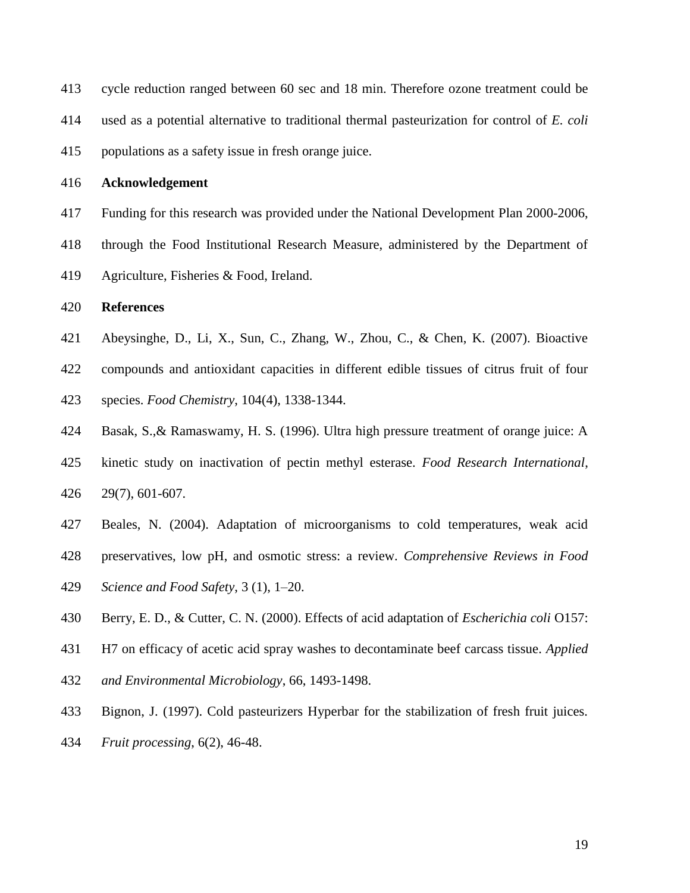cycle reduction ranged between 60 sec and 18 min. Therefore ozone treatment could be used as a potential alternative to traditional thermal pasteurization for control of *E. coli* populations as a safety issue in fresh orange juice.

## Acknowledgement

Funding for this research was provided under the National Development Plan 2000-2006, through the Food Institutional Research Measure, administered by the Department of Agriculture, Fisheries & Food, Ireland.

## References

Abeysinghe, D., Li, X., Sun, C., Zhang, W., Zhou, C., & Chen, K. (2007). Bioactive compounds and antioxidant capacities in different edible tissues of citrus fruit of four species. *Food Chemistry*, 104(4), 1338-1344.

Basak, S.,& Ramaswamy, H. S. (1996). Ultra high pressure treatment of orange juice: A kinetic study on inactivation of pectin methyl esterase. *Food Research International*, 29(7), 601-607.

Beales, N. (2004). Adaptation of microorganisms to cold temperatures, weak acid preservatives, low pH, and osmotic stress: a review. *Comprehensive Reviews in Food Science and Food Safety*, 3 (1), 1–20.

Berry, E. D., & Cutter, C. N. (2000). Effects of acid adaptation of *Escherichia coli* O157: H7 on efficacy of acetic acid spray washes to decontaminate beef carcass tissue. *Applied and Environmental Microbiology*, 66, 1493-1498.

Bignon, J. (1997). Cold pasteurizers Hyperbar for the stabilization of fresh fruit juices. *Fruit processing*, 6(2), 46-48.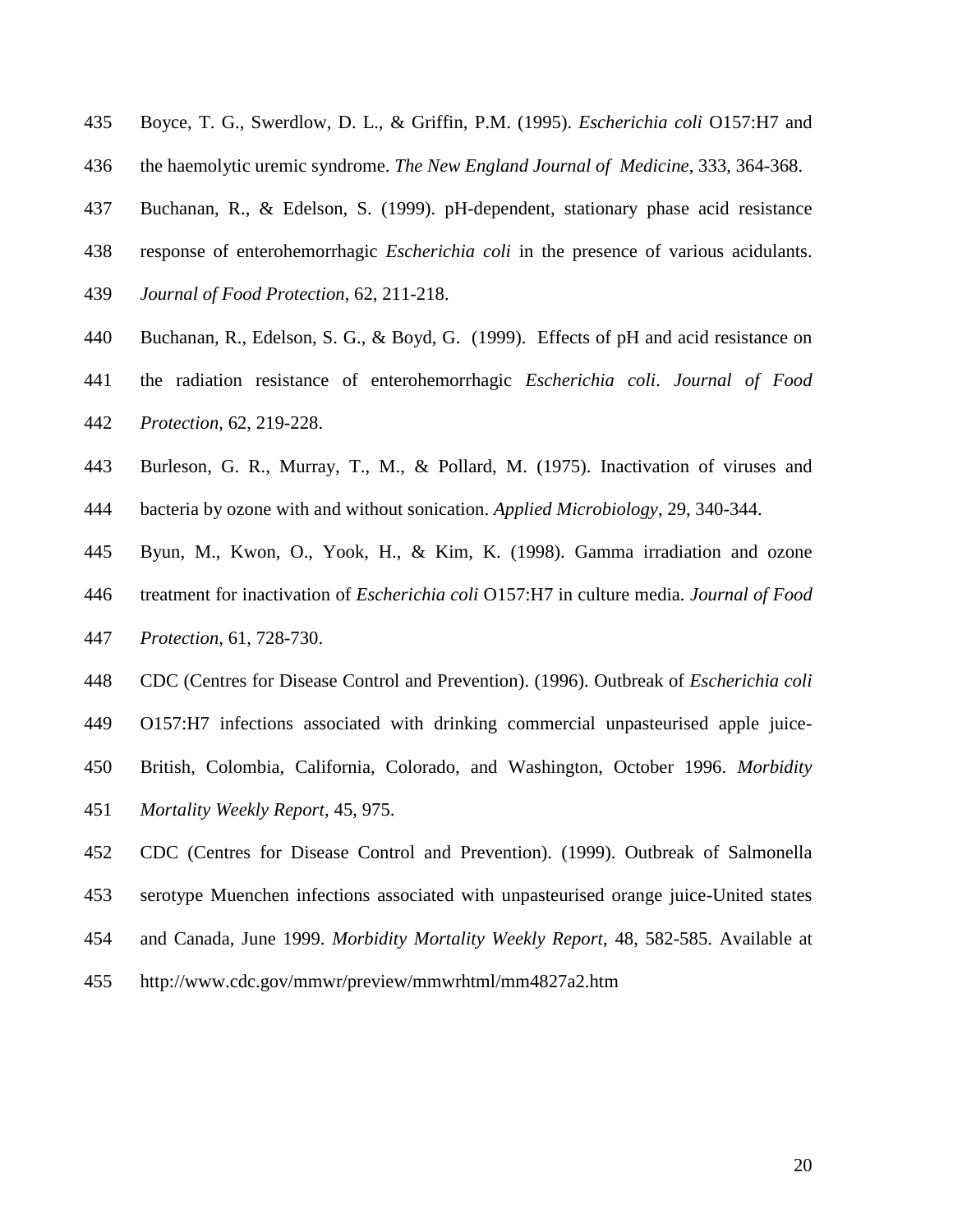Boyce, T. G., Swerdlow, D. L., & Griffin, P.M. (1995). *Escherichia coli* O157:H7 and the haemolytic uremic syndrome. *The New England Journal of Medicine*, 333, 364-368.

Buchanan, R., & Edelson, S. (1999). pH-dependent, stationary phase acid resistance response of enterohemorrhagic *Escherichia coli* in the presence of various acidulants. *Journal of Food Protection*, 62, 211-218.

Buchanan, R., Edelson, S. G., & Boyd, G. (1999). Effects of pH and acid resistance on the radiation resistance of enterohemorrhagic *Escherichia coli*. *Journal of Food Protection*, 62, 219-228.

Burleson, G. R., Murray, T., M., & Pollard, M. (1975). Inactivation of viruses and bacteria by ozone with and without sonication. *Applied Microbiology*, 29, 340-344.

Byun, M., Kwon, O., Yook, H., & Kim, K. (1998). Gamma irradiation and ozone treatment for inactivation of *Escherichia coli* O157:H7 in culture media. *Journal of Food Protection*, 61, 728-730.

CDC (Centres for Disease Control and Prevention). (1996). Outbreak of *Escherichia coli* O157:H7 infections associated with drinking commercial unpasteurised apple juice-British, Colombia, California, Colorado, and Washington, October 1996. *Morbidity Mortality Weekly Report*, 45, 975.

CDC (Centres for Disease Control and Prevention). (1999). Outbreak of Salmonella serotype Muenchen infections associated with unpasteurised orange juice-United states and Canada, June 1999. *Morbidity Mortality Weekly Report*, 48, 582-585. Available at http://www.cdc.gov/mmwr/preview/mmwrhtml/mm4827a2.htm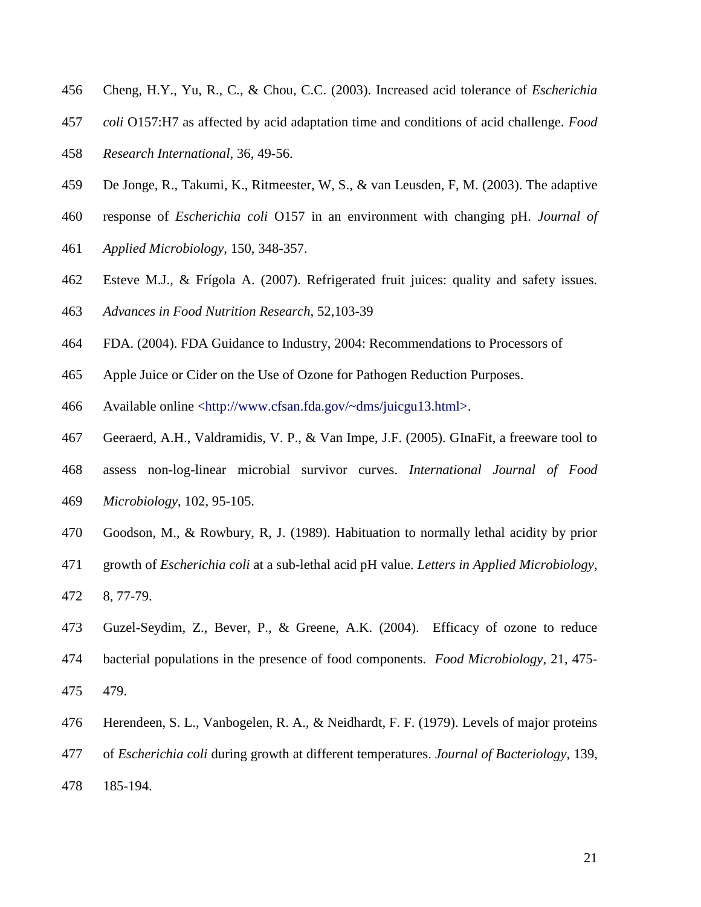Cheng, H.Y., Yu, R., C., & Chou, C.C. (2003). Increased acid tolerance of *Escherichia coli* O157:H7 as affected by acid adaptation time and conditions of acid challenge. *Food Research International*, 36, 49-56.

De Jonge, R., Takumi, K., Ritmeester, W, S., & van Leusden, F, M. (2003). The adaptive response of *Escherichia coli* O157 in an environment with changing pH. *Journal of Applied Microbiology*, 150, 348-357.

Esteve M.J., & Frígola A. (2007). Refrigerated fruit juices: quality and safety issues. *Advances in Food Nutrition Research*, 52,103-39

FDA. (2004). FDA Guidance to Industry, 2004: Recommendations to Processors of Apple Juice or Cider on the Use of Ozone for Pathogen Reduction Purposes. Available online <http://www.cfsan.fda.gov/~dms/juicgu13.html>.

Geeraerd, A.H., Valdramidis, V. P., & Van Impe, J.F. (2005). GInaFit, a freeware tool to assess non-log-linear microbial survivor curves. *International Journal of Food Microbiology*, 102, 95-105.

Goodson, M., & Rowbury, R, J. (1989). Habituation to normally lethal acidity by prior growth of *Escherichia coli* at a sub-lethal acid pH value. *Letters in Applied Microbiology*, 8, 77-79.

Guzel-Seydim, Z., Bever, P., & Greene, A.K. (2004). Efficacy of ozone to reduce bacterial populations in the presence of food components. *Food Microbiology*, 21, 475-479.

Herendeen, S. L., Vanbogelen, R. A., & Neidhardt, F. F. (1979). Levels of major proteins of *Escherichia coli* during growth at different temperatures. *Journal of Bacteriology*, 139, 185-194.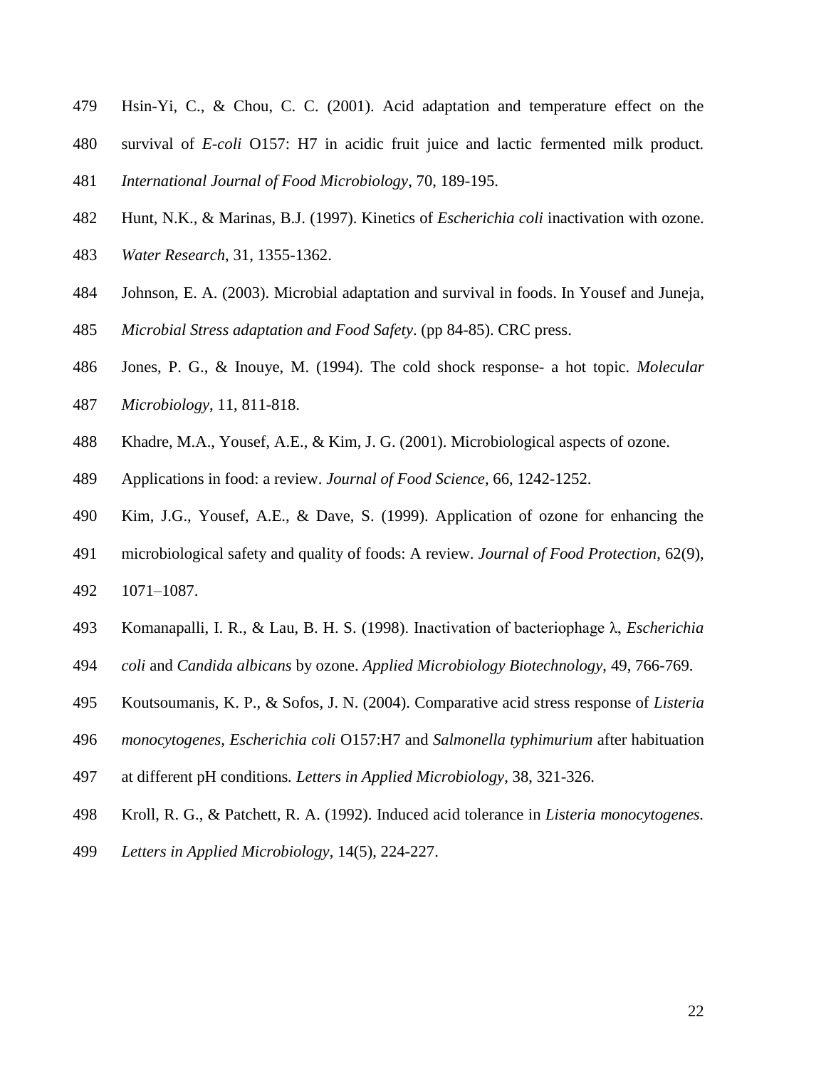Hsin-Yi, C., & Chou, C. C. (2001). Acid adaptation and temperature effect on the survival of *E-coli* O157: H7 in acidic fruit juice and lactic fermented milk product. *International Journal of Food Microbiology*, 70, 189-195.

Hunt, N.K., & Marinas, B.J. (1997). Kinetics of *Escherichia coli* inactivation with ozone. *Water Research*, 31, 1355-1362.

Johnson, E. A. (2003). Microbial adaptation and survival in foods. In Yousef and Juneja, *Microbial Stress adaptation and Food Safety*. (pp 84-85). CRC press.

Jones, P. G., & Inouye, M. (1994). The cold shock response- a hot topic. *Molecular Microbiology*, 11, 811-818.

Khadre, M.A., Yousef, A.E., & Kim, J. G. (2001). Microbiological aspects of ozone. Applications in food: a review. *Journal of Food Science*, 66, 1242-1252.

Kim, J.G., Yousef, A.E., & Dave, S. (1999). Application of ozone for enhancing the microbiological safety and quality of foods: A review. *Journal of Food Protection*, 62(9), 1071–1087.

Komanapalli, I. R., & Lau, B. H. S. (1998). Inactivation of bacteriophage λ, *Escherichia coli* and *Candida albicans* by ozone. *Applied Microbiology Biotechnology*, 49, 766-769.

Koutsoumanis, K. P., & Sofos, J. N. (2004). Comparative acid stress response of *Listeria monocytogenes*, *Escherichia coli* O157:H7 and *Salmonella typhimurium* after habituation at different pH conditions. *Letters in Applied Microbiology*, 38, 321-326.

Kroll, R. G., & Patchett, R. A. (1992). Induced acid tolerance in *Listeria monocytogenes. Letters in Applied Microbiology*, 14(5), 224-227.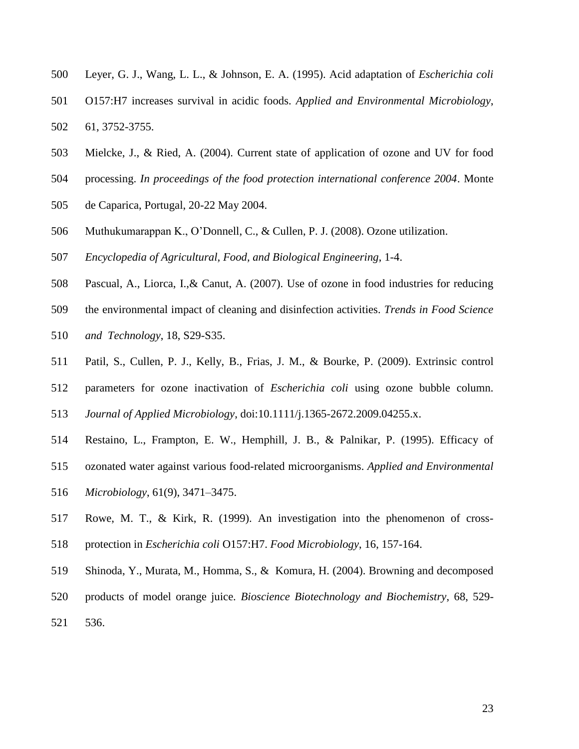Leyer, G. J., Wang, L. L., & Johnson, E. A. (1995). Acid adaptation of *Escherichia coli* O157:H7 increases survival in acidic foods. *Applied and Environmental Microbiology*, 61, 3752-3755.

Mielcke, J., & Ried, A. (2004). Current state of application of ozone and UV for food processing. *In proceedings of the food protection international conference 2004*. Monte de Caparica, Portugal, 20-22 May 2004.

Muthukumarappan K., O'Donnell, C., & Cullen, P. J. (2008). Ozone utilization. *Encyclopedia of Agricultural, Food, and Biological Engineering*, 1-4.

Pascual, A., Liorca, I.,& Canut, A. (2007). Use of ozone in food industries for reducing the environmental impact of cleaning and disinfection activities. *Trends in Food Science and Technology*, 18, S29-S35.

Patil, S., Cullen, P. J., Kelly, B., Frias, J. M., & Bourke, P. (2009). Extrinsic control parameters for ozone inactivation of *Escherichia coli* using ozone bubble column. *Journal of Applied Microbiology*, doi:10.1111/j.1365-2672.2009.04255.x.

Restaino, L., Frampton, E. W., Hemphill, J. B., & Palnikar, P. (1995). Efficacy of ozonated water against various food-related microorganisms. *Applied and Environmental Microbiology*, 61(9), 3471–3475.

Rowe, M. T., & Kirk, R. (1999). An investigation into the phenomenon of cross-protection in *Escherichia coli* O157:H7. *Food Microbiology*, 16, 157-164.

Shinoda, Y., Murata, M., Homma, S., & Komura, H. (2004). Browning and decomposed products of model orange juice. *Bioscience Biotechnology and Biochemistry*, 68, 529-536.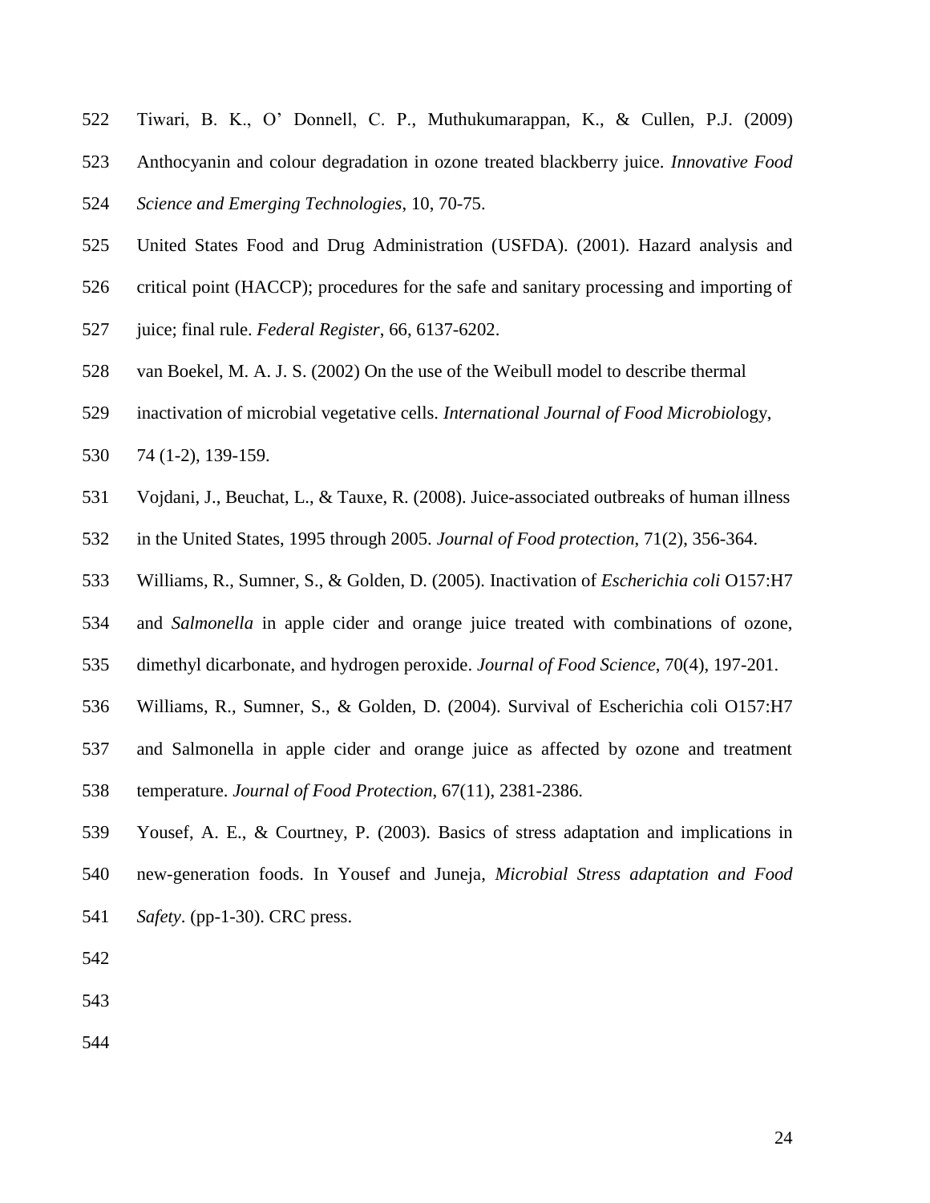Tiwari, B. K., O' Donnell, C. P., Muthukumarappan, K., & Cullen, P.J. (2009) Anthocyanin and colour degradation in ozone treated blackberry juice. *Innovative Food Science and Emerging Technologies*, 10, 70-75.

United States Food and Drug Administration (USFDA). (2001). Hazard analysis and critical point (HACCP); procedures for the safe and sanitary processing and importing of juice; final rule. *Federal Register*, 66, 6137-6202.

van Boekel, M. A. J. S. (2002) On the use of the Weibull model to describe thermal inactivation of microbial vegetative cells. *International Journal of Food Microbiol*ogy, 74 (1-2), 139-159.

Vojdani, J., Beuchat, L., & Tauxe, R. (2008). Juice-associated outbreaks of human illness in the United States, 1995 through 2005. *Journal of Food protection*, 71(2), 356-364.

Williams, R., Sumner, S., & Golden, D. (2005). Inactivation of *Escherichia coli* O157:H7 and *Salmonella* in apple cider and orange juice treated with combinations of ozone, dimethyl dicarbonate, and hydrogen peroxide. *Journal of Food Science*, 70(4), 197-201.

Williams, R., Sumner, S., & Golden, D. (2004). Survival of Escherichia coli O157:H7 and Salmonella in apple cider and orange juice as affected by ozone and treatment temperature. *Journal of Food Protection*, 67(11), 2381-2386.

Yousef, A. E., & Courtney, P. (2003). Basics of stress adaptation and implications in new-generation foods. In Yousef and Juneja, *Microbial Stress adaptation and Food Safety*. (pp-1-30). CRC press.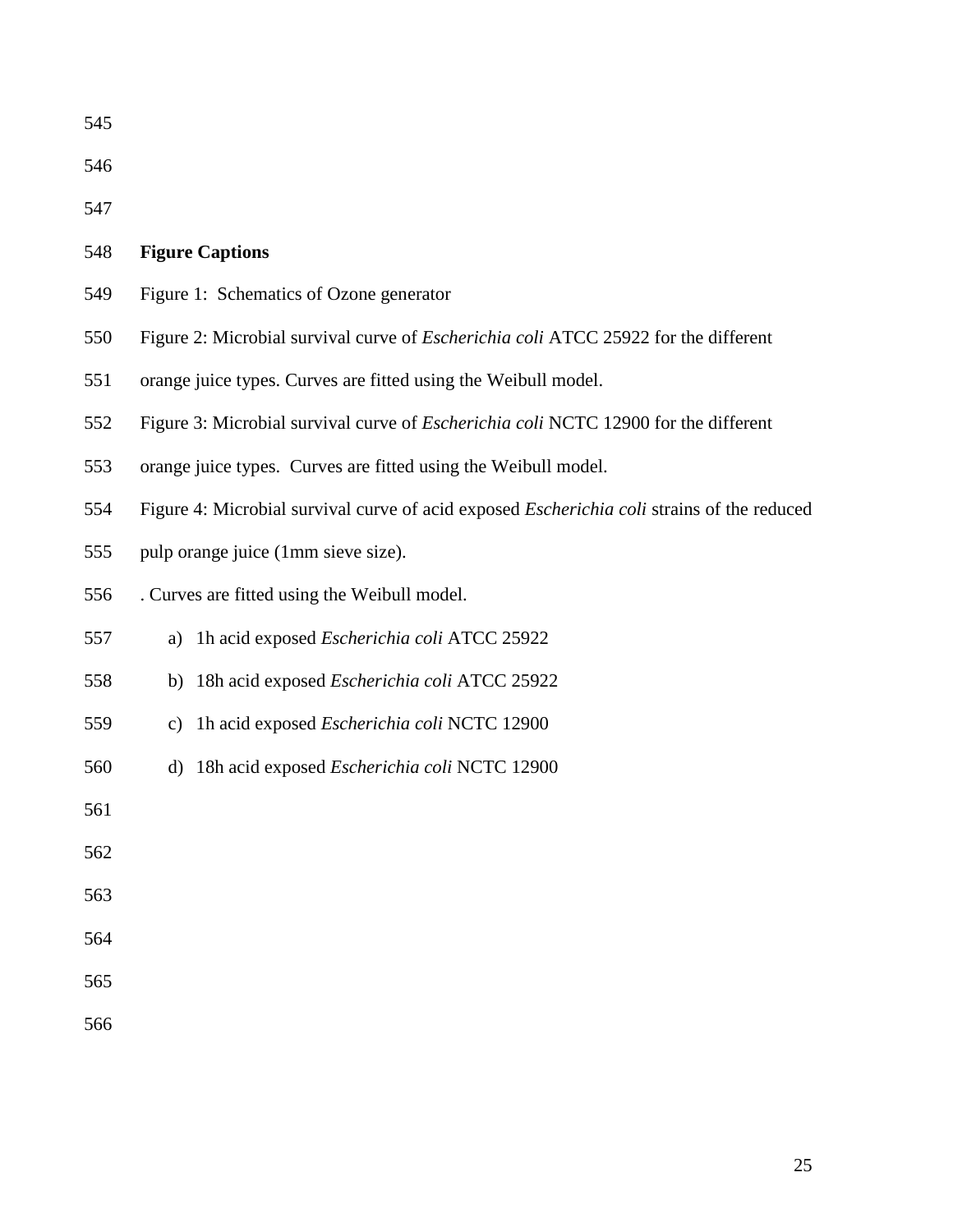**Figure Captions**

Figure 1: Schematics of Ozone generator

Figure 2: Microbial survival curve of *Escherichia coli* ATCC 25922 for the different orange juice types. Curves are fitted using the Weibull model.

Figure 3: Microbial survival curve of *Escherichia coli* NCTC 12900 for the different orange juice types. Curves are fitted using the Weibull model.

Figure 4: Microbial survival curve of acid exposed *Escherichia coli* strains of the reduced pulp orange juice (1mm sieve size).

. Curves are fitted using the Weibull model.

a) 1h acid exposed *Escherichia coli* ATCC 25922
b) 18h acid exposed *Escherichia coli* ATCC 25922
c) 1h acid exposed *Escherichia coli* NCTC 12900
d) 18h acid exposed *Escherichia coli* NCTC 12900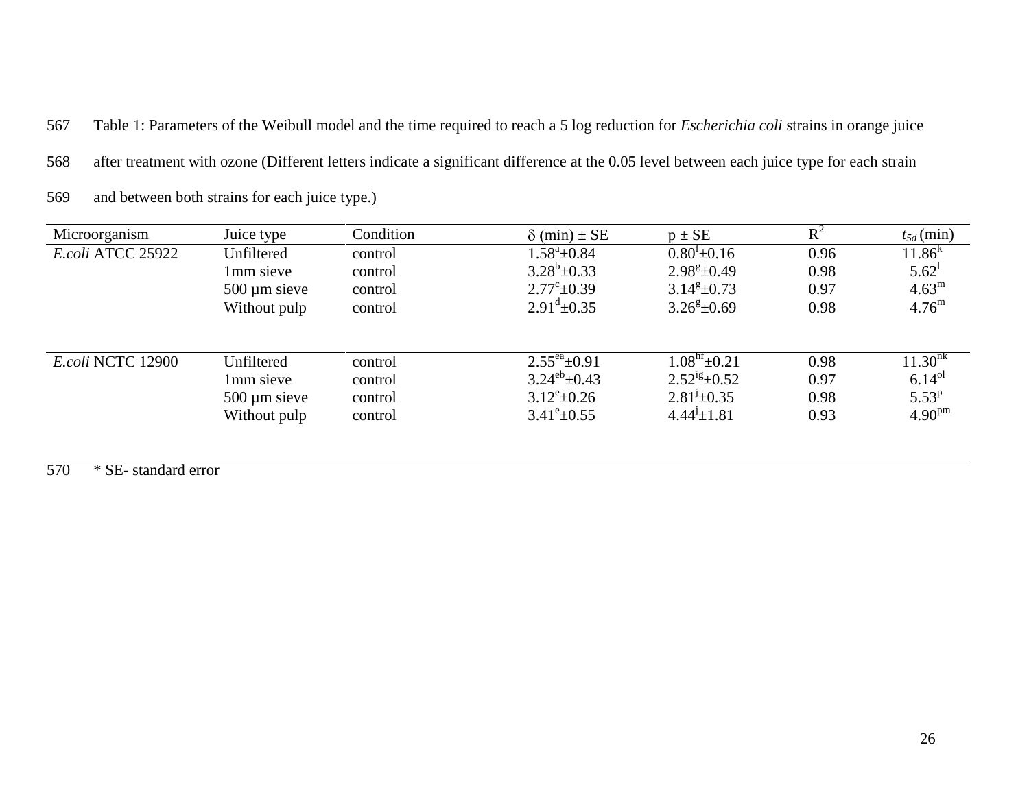567 Table 1: Parameters of the Weibull model and the time required to reach a 5 log reduction for *Escherichia coli* strains in orange juice

568 after treatment with ozone (Different letters indicate a significant difference at the 0.05 level between each juice type for each strain

569 and between both strains for each juice type.)

| Microorganism | Juice type | Condition | δ (min) ± SE | p ± SE | $R^2$ | $t_{5d}$ (min) |
|---|---|---|---|---|---|---|
| *E.coli* ATCC 25922 | Unfiltered | control | $1.58^{a}$±0.84 | $0.80^{f}$±0.16 | 0.96 | $11.86^{k}$ |
| | 1mm sieve | control | $3.28^{b}$±0.33 | $2.98^{g}$±0.49 | 0.98 | $5.62^{l}$ |
| | 500 µm sieve | control | $2.77^{c}$±0.39 | $3.14^{g}$±0.73 | 0.97 | $4.63^{m}$ |
| | Without pulp | control | $2.91^{d}$±0.35 | $3.26^{g}$±0.69 | 0.98 | $4.76^{m}$ |
| *E.coli* NCTC 12900 | Unfiltered | control | $2.55^{ea}$±0.91 | $1.08^{hf}$±0.21 | 0.98 | $11.30^{nk}$ |
| | 1mm sieve | control | $3.24^{eb}$±0.43 | $2.52^{ig}$±0.52 | 0.97 | $6.14^{ol}$ |
| | 500 µm sieve | control | $3.12^{e}$±0.26 | $2.81^{j}$±0.35 | 0.98 | $5.53^{p}$ |
| | Without pulp | control | $3.41^{e}$±0.55 | $4.44^{j}$±1.81 | 0.93 | $4.90^{pm}$ |

570 * SE- standard error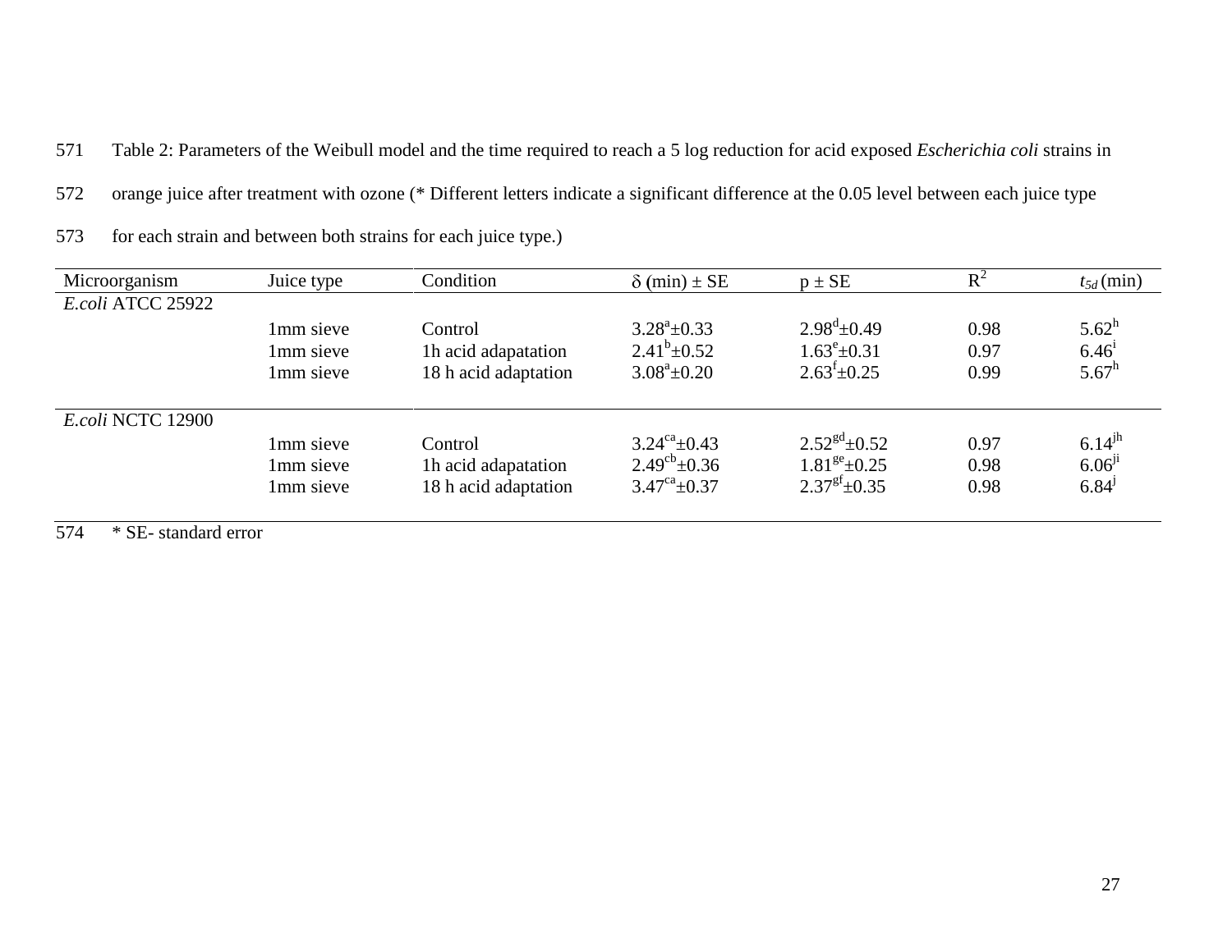571 Table 2: Parameters of the Weibull model and the time required to reach a 5 log reduction for acid exposed *Escherichia coli* strains in

572 orange juice after treatment with ozone (* Different letters indicate a significant difference at the 0.05 level between each juice type

573 for each strain and between both strains for each juice type.)

| Microorganism | Juice type | Condition | $\delta$ (min) ± SE | p ± SE | $R^2$ | $t_{5d}$ (min) |
|---|---|---|---|---|---|---|
| *E.coli* ATCC 25922 | | | | | | |
| | 1mm sieve | Control | $3.28^{a}$±0.33 | $2.98^{d}$±0.49 | 0.98 | $5.62^{h}$ |
| | 1mm sieve | 1h acid adapatation | $2.41^{b}$±0.52 | $1.63^{e}$±0.31 | 0.97 | $6.46^{i}$ |
| | 1mm sieve | 18 h acid adaptation | $3.08^{a}$±0.20 | $2.63^{f}$±0.25 | 0.99 | $5.67^{h}$ |
| *E.coli* NCTC 12900 | | | | | | |
| | 1mm sieve | Control | $3.24^{ca}$±0.43 | $2.52^{gd}$±0.52 | 0.97 | $6.14^{jh}$ |
| | 1mm sieve | 1h acid adapatation | $2.49^{cb}$±0.36 | $1.81^{ge}$±0.25 | 0.98 | $6.06^{ji}$ |
| | 1mm sieve | 18 h acid adaptation | $3.47^{ca}$±0.37 | $2.37^{gf}$±0.35 | 0.98 | $6.84^{j}$ |

574 * SE- standard error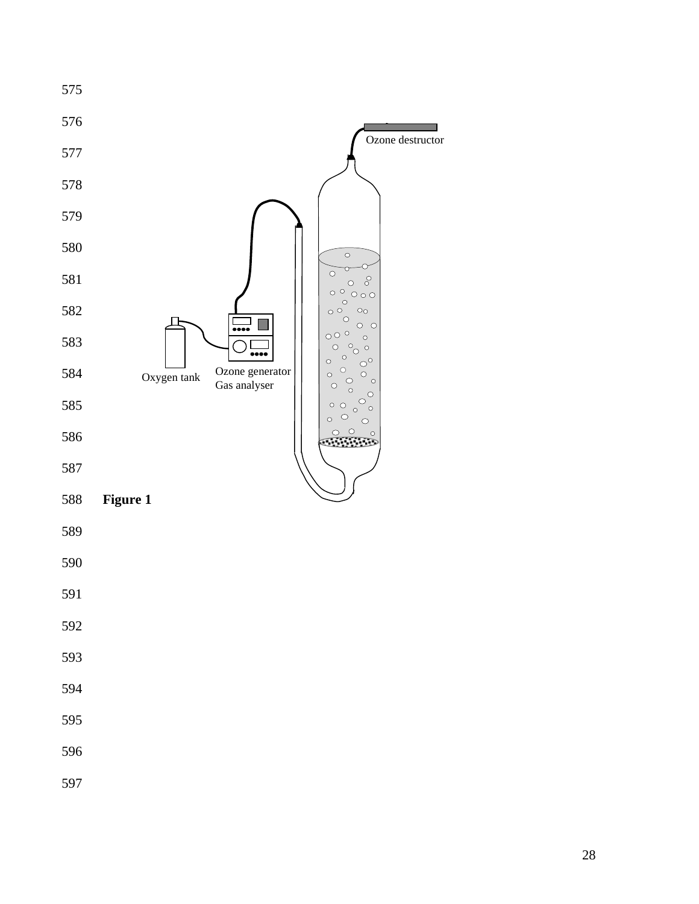Ozone destructor

Oxygen tank

Ozone generator
Gas analyser

**Figure 1**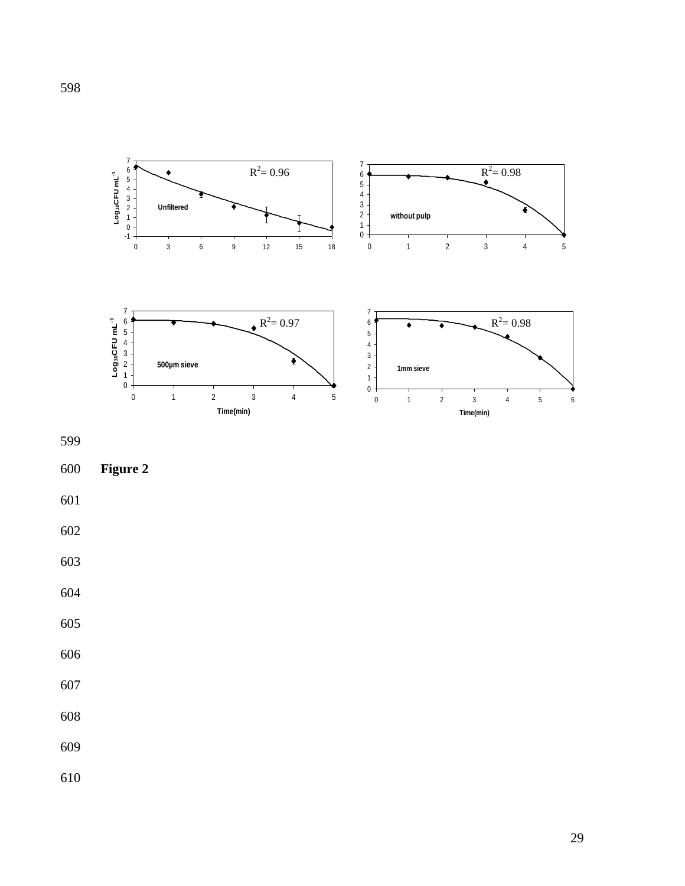7
6
5
4
3
2
1
0
-1
$Log_{10}CFU\ mL^{-1}$
Unfiltered
$R^2$= 0.96
0 3 6 9 12 15 18

7
6
5
4
3
2
1
0
without pulp
$R^2$= 0.98
0 1 2 3 4 5

7
6
5
4
3
2
1
0
$Log_{10}CFU\ mL^{-1}$
500µm sieve
$R^2$= 0.97
0 1 2 3 4 5
Time(min)

7
6
5
4
3
2
1
0
1mm sieve
$R^2$= 0.98
0 1 2 3 4 5 6
Time(min)

**Figure 2**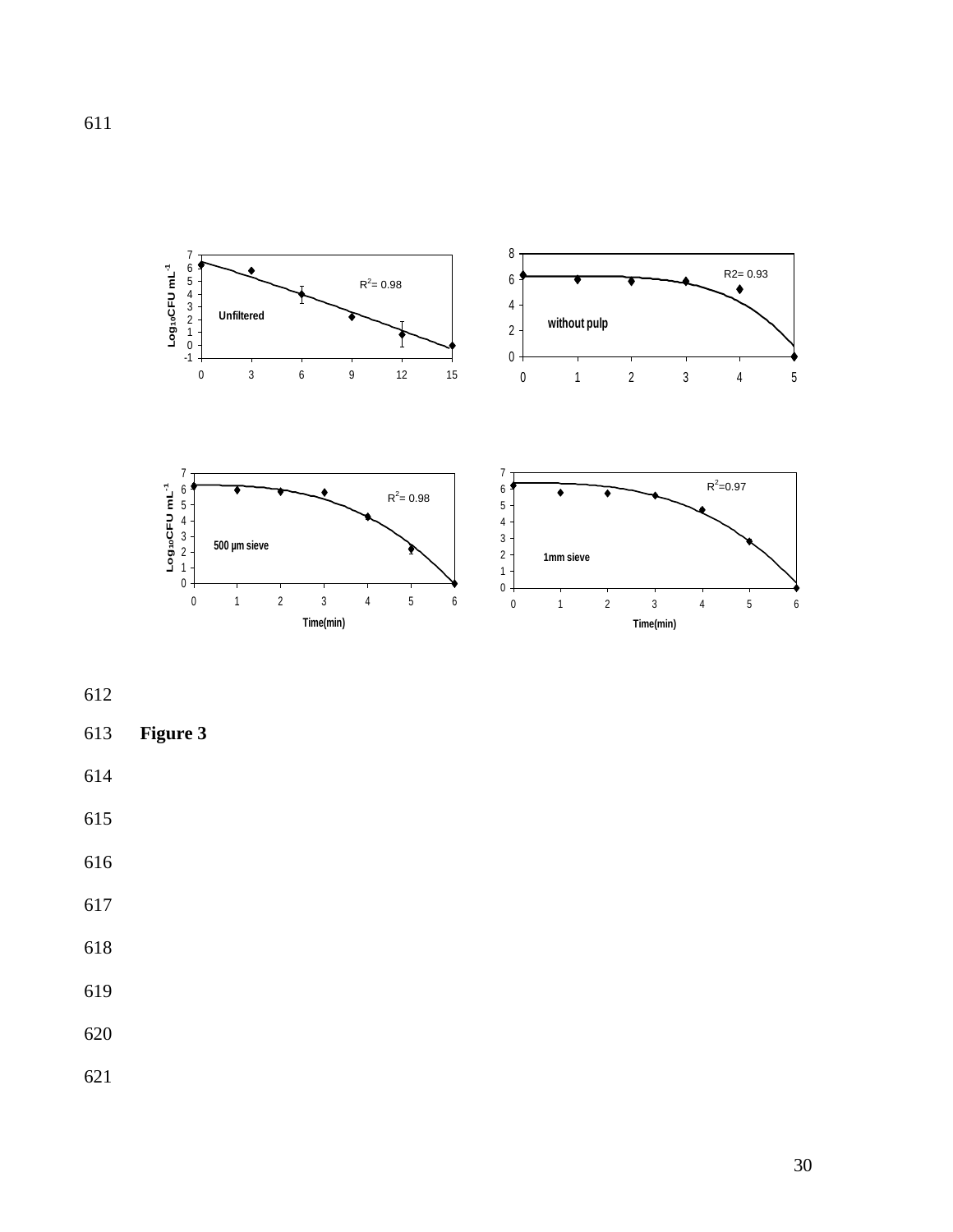Log₁₀CFU mL⁻¹

Unfiltered

$R^2$= 0.98

7
6
5
4
3
2
1
0
-1

0 3 6 9 12 15

without pulp

R2= 0.93

8
6
4
2
0

0 1 2 3 4 5

Log₁₀CFU mL⁻¹

500 µm sieve

$R^2$= 0.98

7
6
5
4
3
2
1
0

0 1 2 3 4 5 6

Time(min)

1mm sieve

$R^2$=0.97

7
6
5
4
3
2
1
0

0 1 2 3 4 5 6

Time(min)

**Figure 3**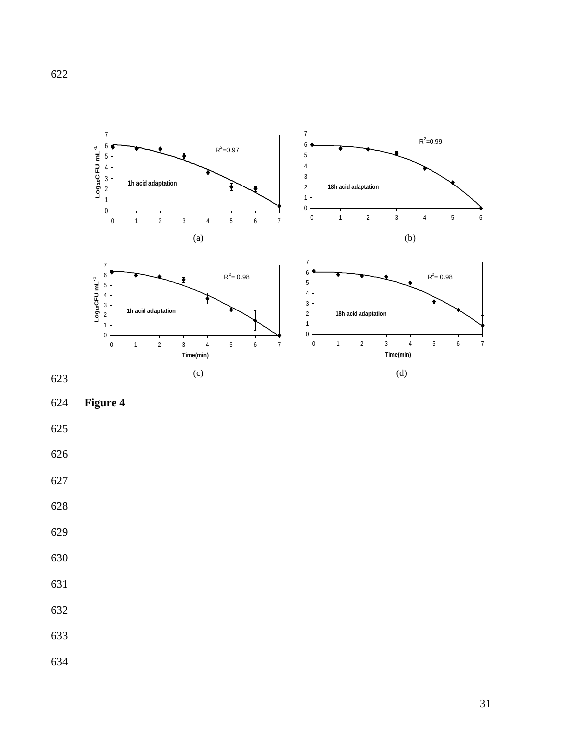7
6
5
4
3
2
1
0
Log$_{10}$CFU mL$^{-1}$
$R^2$=0.97
1h acid adaptation
0 1 2 3 4 5 6 7

(a)

7
6
5
4
3
2
1
0
$R^2$=0.99
18h acid adaptation
0 1 2 3 4 5 6

(b)

7
6
5
4
3
2
1
0
Log$_{10}$CFU mL$^{-1}$
$R^2$= 0.98
1h acid adaptation
0 1 2 3 4 5 6 7
Time(min)

(c)

7
6
5
4
3
2
1
0
$R^2$= 0.98
18h acid adaptation
0 1 2 3 4 5 6 7
Time(min)

(d)

**Figure 4**